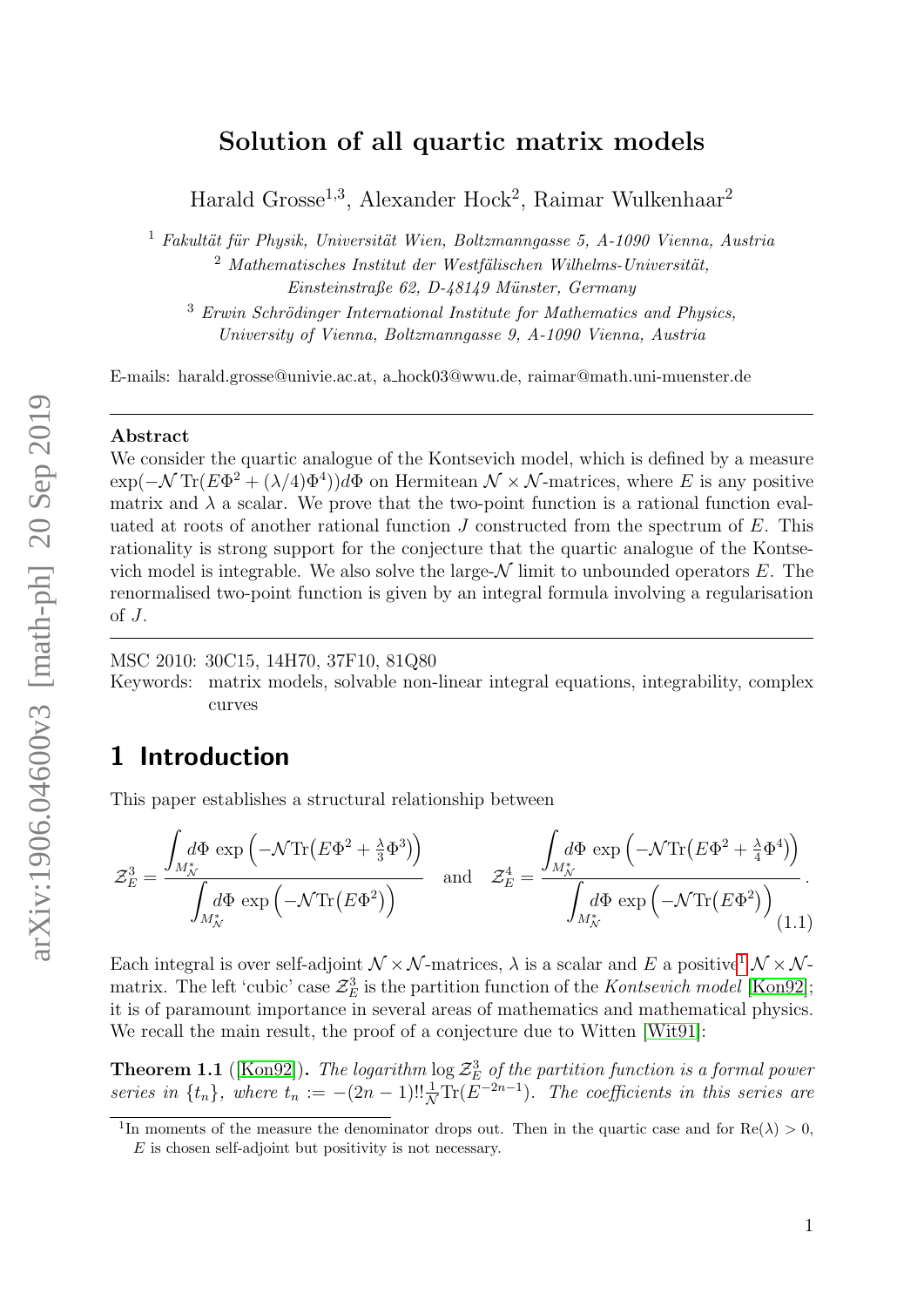# Solution of all quartic matrix models

Harald Grosse[1,3], Alexander Hock[2], Raimar Wulkenhaar[2]

[1] *Fakultät für Physik, Universität Wien, Boltzmanngasse 5, A-1090 Vienna, Austria*

[2] *Mathematisches Institut der Westfälischen Wilhelms-Universität, Einsteinstraße 62, D-48149 Münster, Germany*

[3] *Erwin Schrödinger International Institute for Mathematics and Physics, University of Vienna, Boltzmanngasse 9, A-1090 Vienna, Austria*

E-mails: harald.grosse@univie.ac.at, a_hock03@wwu.de, raimar@math.uni-muenster.de

---

**Abstract**

We consider the quartic analogue of the Kontsevich model, which is defined by a measure $\exp(-\mathcal{N}\,\mathrm{Tr}(E\Phi^2 + (\lambda/4)\Phi^4))d\Phi$ on Hermitean $\mathcal{N}\times\mathcal{N}$-matrices, where $E$ is any positive matrix and $\lambda$ a scalar. We prove that the two-point function is a rational function evaluated at roots of another rational function $J$ constructed from the spectrum of $E$. This rationality is strong support for the conjecture that the quartic analogue of the Kontsevich model is integrable. We also solve the large-$\mathcal{N}$ limit to unbounded operators $E$. The renormalised two-point function is given by an integral formula involving a regularisation of $J$.

---

MSC 2010: 30C15, 14H70, 37F10, 81Q80

Keywords: matrix models, solvable non-linear integral equations, integrability, complex curves

## 1 Introduction

This paper establishes a structural relationship between

$$\mathcal{Z}^3_E = \frac{\displaystyle\int_{M^*_{\mathcal{N}}} d\Phi\ \exp\Big(-\mathcal{N}\mathrm{Tr}\big(E\Phi^2 + \tfrac{\lambda}{3}\Phi^3\big)\Big)}{\displaystyle\int_{M^*_{\mathcal{N}}} d\Phi\ \exp\Big(-\mathcal{N}\mathrm{Tr}\big(E\Phi^2\big)\Big)} \quad \text{and} \quad \mathcal{Z}^4_E = \frac{\displaystyle\int_{M^*_{\mathcal{N}}} d\Phi\ \exp\Big(-\mathcal{N}\mathrm{Tr}\big(E\Phi^2 + \tfrac{\lambda}{4}\Phi^4\big)\Big)}{\displaystyle\int_{M^*_{\mathcal{N}}} d\Phi\ \exp\Big(-\mathcal{N}\mathrm{Tr}\big(E\Phi^2\big)\Big)}. \tag{1.1}$$

Each integral is over self-adjoint $\mathcal{N}\times\mathcal{N}$-matrices, $\lambda$ is a scalar and $E$ a positive[1] $\mathcal{N}\times\mathcal{N}$-matrix. The left 'cubic' case $\mathcal{Z}^3_E$ is the partition function of the *Kontsevich model* [Kon92]; it is of paramount importance in several areas of mathematics and mathematical physics. We recall the main result, the proof of a conjecture due to Witten [Wit91]:

**Theorem 1.1** ([Kon92]). *The logarithm* $\log \mathcal{Z}^3_E$ *of the partition function is a formal power series in* $\{t_n\}$*, where* $t_n := -(2n-1)!!\frac{1}{\mathcal{N}}\mathrm{Tr}(E^{-2n-1})$*. The coefficients in this series are*

[1] In moments of the measure the denominator drops out. Then in the quartic case and for $\mathrm{Re}(\lambda) > 0$, $E$ is chosen self-adjoint but positivity is not necessary.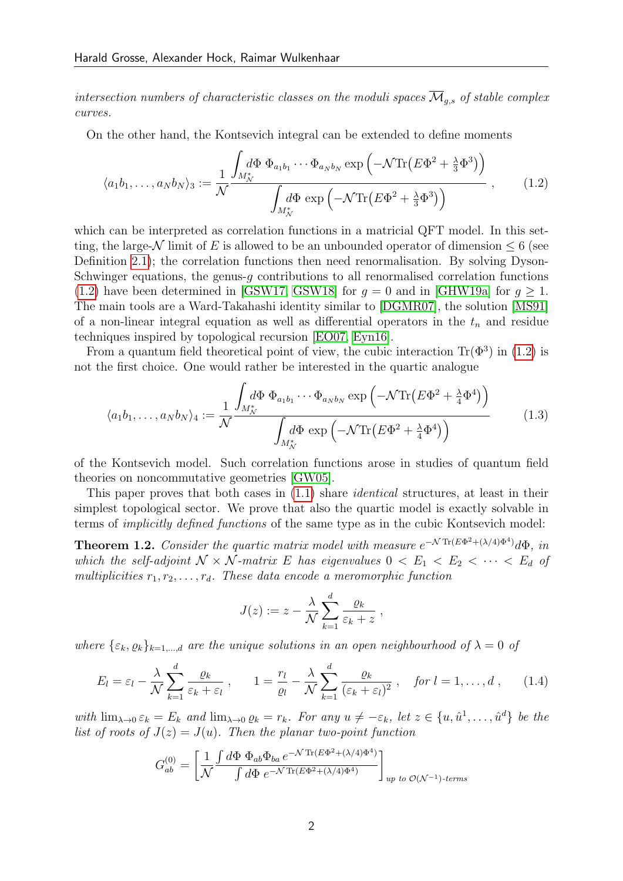*intersection numbers of characteristic classes on the moduli spaces $\overline{\mathcal{M}}_{g,s}$ of stable complex curves.*

On the other hand, the Kontsevich integral can be extended to define moments

$$
\langle a_1 b_1, \dots, a_N b_N \rangle_3 := \frac{1}{\mathcal{N}} \frac{\displaystyle\int_{M_{\mathcal{N}}^*} d\Phi \; \Phi_{a_1 b_1} \cdots \Phi_{a_N b_N} \exp\Big(-\mathcal{N}\mathrm{Tr}\big(E\Phi^2 + \tfrac{\lambda}{3}\Phi^3\big)\Big)}{\displaystyle\int_{M_{\mathcal{N}}^*} d\Phi \; \exp\Big(-\mathcal{N}\mathrm{Tr}\big(E\Phi^2 + \tfrac{\lambda}{3}\Phi^3\big)\Big)} \;, \tag{1.2}
$$

which can be interpreted as correlation functions in a matricial QFT model. In this setting, the large-$\mathcal{N}$ limit of $E$ is allowed to be an unbounded operator of dimension $\leq 6$ (see Definition 2.1); the correlation functions then need renormalisation. By solving Dyson-Schwinger equations, the genus-$g$ contributions to all renormalised correlation functions (1.2) have been determined in [GSW17, GSW18] for $g = 0$ and in [GHW19a] for $g \geq 1$. The main tools are a Ward-Takahashi identity similar to [DGMR07], the solution [MS91] of a non-linear integral equation as well as differential operators in the $t_n$ and residue techniques inspired by topological recursion [EO07, Eyn16].

From a quantum field theoretical point of view, the cubic interaction $\mathrm{Tr}(\Phi^3)$ in (1.2) is not the first choice. One would rather be interested in the quartic analogue

$$
\langle a_1 b_1, \dots, a_N b_N \rangle_4 := \frac{1}{\mathcal{N}} \frac{\displaystyle\int_{M_{\mathcal{N}}^*} d\Phi \; \Phi_{a_1 b_1} \cdots \Phi_{a_N b_N} \exp\Big(-\mathcal{N}\mathrm{Tr}\big(E\Phi^2 + \tfrac{\lambda}{4}\Phi^4\big)\Big)}{\displaystyle\int_{M_{\mathcal{N}}^*} d\Phi \; \exp\Big(-\mathcal{N}\mathrm{Tr}\big(E\Phi^2 + \tfrac{\lambda}{4}\Phi^4\big)\Big)} \tag{1.3}
$$

of the Kontsevich model. Such correlation functions arose in studies of quantum field theories on noncommutative geometries [GW05].

This paper proves that both cases in (1.1) share *identical* structures, at least in their simplest topological sector. We prove that also the quartic model is exactly solvable in terms of *implicitly defined functions* of the same type as in the cubic Kontsevich model:

**Theorem 1.2.** *Consider the quartic matrix model with measure $e^{-\mathcal{N}\,\mathrm{Tr}(E\Phi^2 + (\lambda/4)\Phi^4)} d\Phi$, in which the self-adjoint $\mathcal{N} \times \mathcal{N}$-matrix $E$ has eigenvalues $0 < E_1 < E_2 < \cdots < E_d$ of multiplicities $r_1, r_2, \dots, r_d$. These data encode a meromorphic function*

$$
J(z) := z - \frac{\lambda}{\mathcal{N}} \sum_{k=1}^{d} \frac{\varrho_k}{\varepsilon_k + z} \;,
$$

*where $\{\varepsilon_k, \varrho_k\}_{k=1,\dots,d}$ are the unique solutions in an open neighbourhood of $\lambda = 0$ of*

$$
E_l = \varepsilon_l - \frac{\lambda}{\mathcal{N}} \sum_{k=1}^{d} \frac{\varrho_k}{\varepsilon_k + \varepsilon_l} \;, \qquad 1 = \frac{r_l}{\varrho_l} - \frac{\lambda}{\mathcal{N}} \sum_{k=1}^{d} \frac{\varrho_k}{(\varepsilon_k + \varepsilon_l)^2} \;, \quad \textit{for } l = 1, \dots, d \;, \tag{1.4}
$$

*with $\lim_{\lambda \to 0} \varepsilon_k = E_k$ and $\lim_{\lambda \to 0} \varrho_k = r_k$. For any $u \neq -\varepsilon_k$, let $z \in \{u, \hat{u}^1, \dots, \hat{u}^d\}$ be the list of roots of $J(z) = J(u)$. Then the planar two-point function*

$$
G^{(0)}_{ab} = \left[ \frac{1}{\mathcal{N}} \frac{\int d\Phi \; \Phi_{ab}\Phi_{ba}\, e^{-\mathcal{N}\,\mathrm{Tr}(E\Phi^2 + (\lambda/4)\Phi^4)}}{\int d\Phi \; e^{-\mathcal{N}\,\mathrm{Tr}(E\Phi^2 + (\lambda/4)\Phi^4)}} \right]_{\textit{up to } \mathcal{O}(\mathcal{N}^{-1})\textit{-terms}}
$$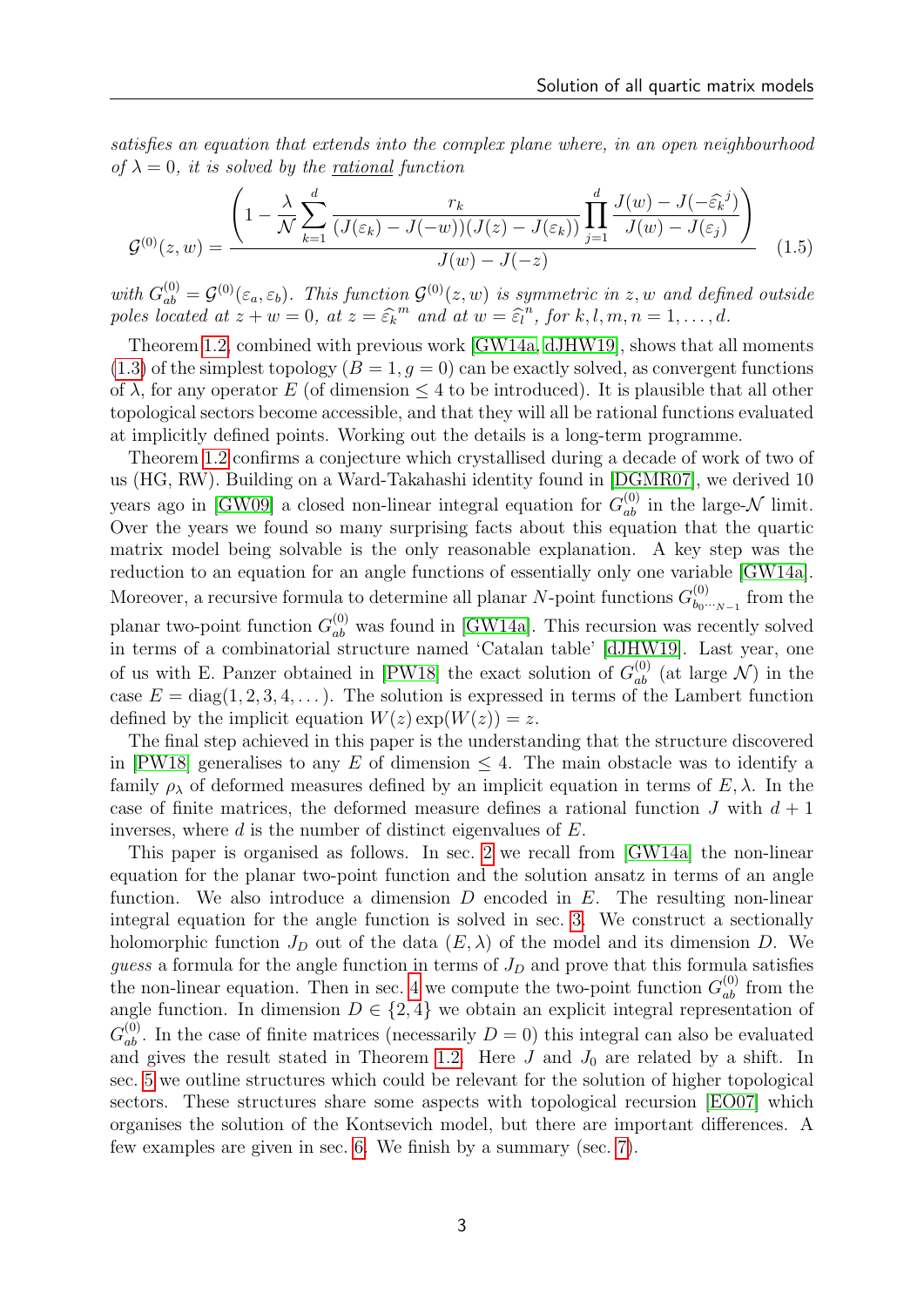*satisfies an equation that extends into the complex plane where, in an open neighbourhood of $\lambda = 0$, it is solved by the rational function*

$$\mathcal{G}^{(0)}(z,w) = \frac{\left(1 - \frac{\lambda}{\mathcal{N}} \sum_{k=1}^{d} \frac{r_k}{(J(\varepsilon_k) - J(-w))(J(z) - J(\varepsilon_k))} \prod_{j=1}^{d} \frac{J(w) - J(-\widehat{\varepsilon}_k{}^j)}{J(w) - J(\varepsilon_j)}\right)}{J(w) - J(-z)} \tag{1.5}$$

*with $G^{(0)}_{ab} = \mathcal{G}^{(0)}(\varepsilon_a, \varepsilon_b)$. This function $\mathcal{G}^{(0)}(z,w)$ is symmetric in $z, w$ and defined outside poles located at $z + w = 0$, at $z = \widehat{\varepsilon}_k{}^m$ and at $w = \widehat{\varepsilon}_l{}^n$, for $k, l, m, n = 1, \dots, d$.*

Theorem 1.2, combined with previous work [GW14a, dJHW19], shows that all moments (1.3) of the simplest topology ($B = 1, g = 0$) can be exactly solved, as convergent functions of $\lambda$, for any operator $E$ (of dimension $\leq 4$ to be introduced). It is plausible that all other topological sectors become accessible, and that they will all be rational functions evaluated at implicitly defined points. Working out the details is a long-term programme.

Theorem 1.2 confirms a conjecture which crystallised during a decade of work of two of us (HG, RW). Building on a Ward-Takahashi identity found in [DGMR07], we derived 10 years ago in [GW09] a closed non-linear integral equation for $G^{(0)}_{ab}$ in the large-$\mathcal{N}$ limit. Over the years we found so many surprising facts about this equation that the quartic matrix model being solvable is the only reasonable explanation. A key step was the reduction to an equation for an angle functions of essentially only one variable [GW14a]. Moreover, a recursive formula to determine all planar $N$-point functions $G^{(0)}_{b_0 \cdots_{N-1}}$ from the planar two-point function $G^{(0)}_{ab}$ was found in [GW14a]. This recursion was recently solved in terms of a combinatorial structure named 'Catalan table' [dJHW19]. Last year, one of us with E. Panzer obtained in [PW18] the exact solution of $G^{(0)}_{ab}$ (at large $\mathcal{N}$) in the case $E = \mathrm{diag}(1, 2, 3, 4, \dots)$. The solution is expressed in terms of the Lambert function defined by the implicit equation $W(z)\exp(W(z)) = z$.

The final step achieved in this paper is the understanding that the structure discovered in [PW18] generalises to any $E$ of dimension $\leq 4$. The main obstacle was to identify a family $\rho_\lambda$ of deformed measures defined by an implicit equation in terms of $E, \lambda$. In the case of finite matrices, the deformed measure defines a rational function $J$ with $d + 1$ inverses, where $d$ is the number of distinct eigenvalues of $E$.

This paper is organised as follows. In sec. 2 we recall from [GW14a] the non-linear equation for the planar two-point function and the solution ansatz in terms of an angle function. We also introduce a dimension $D$ encoded in $E$. The resulting non-linear integral equation for the angle function is solved in sec. 3. We construct a sectionally holomorphic function $J_D$ out of the data $(E, \lambda)$ of the model and its dimension $D$. We *guess* a formula for the angle function in terms of $J_D$ and prove that this formula satisfies the non-linear equation. Then in sec. 4 we compute the two-point function $G^{(0)}_{ab}$ from the angle function. In dimension $D \in \{2, 4\}$ we obtain an explicit integral representation of $G^{(0)}_{ab}$. In the case of finite matrices (necessarily $D = 0$) this integral can also be evaluated and gives the result stated in Theorem 1.2. Here $J$ and $J_0$ are related by a shift. In sec. 5 we outline structures which could be relevant for the solution of higher topological sectors. These structures share some aspects with topological recursion [EO07] which organises the solution of the Kontsevich model, but there are important differences. A few examples are given in sec. 6. We finish by a summary (sec. 7).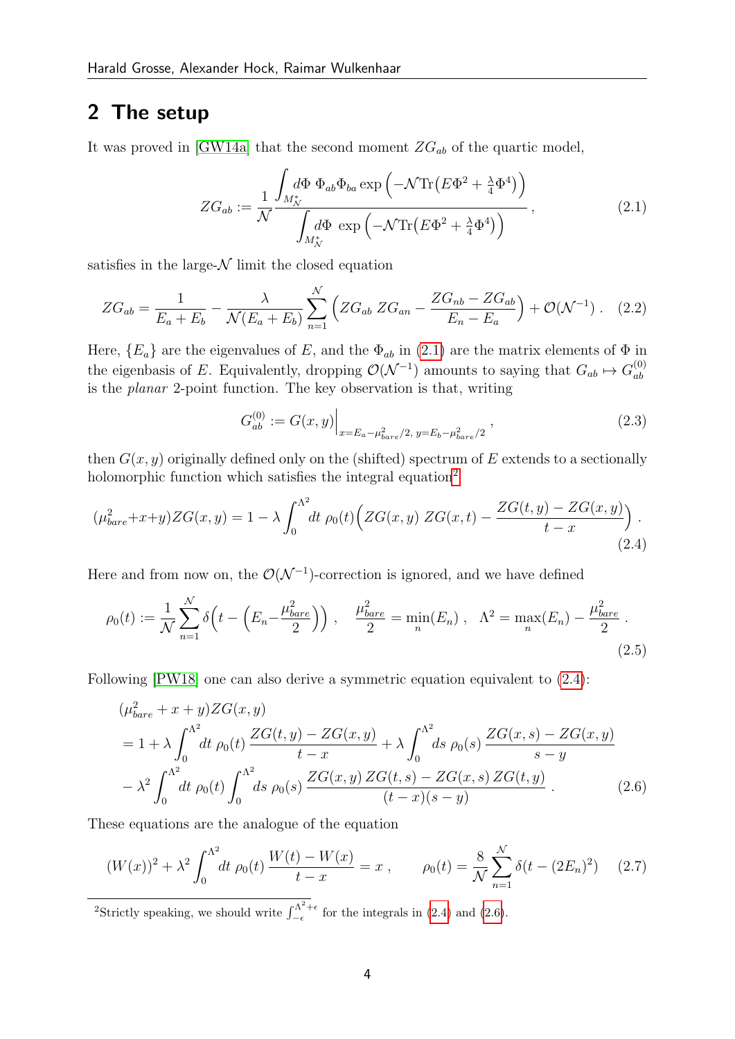## 2 The setup

It was proved in [GW14a] that the second moment $ZG_{ab}$ of the quartic model,

$$ZG_{ab} := \frac{1}{\mathcal{N}} \frac{\displaystyle\int_{M_{\mathcal{N}}^*} d\Phi \; \Phi_{ab}\Phi_{ba} \exp\Big(-\mathcal{N}\mathrm{Tr}\big(E\Phi^2 + \tfrac{\lambda}{4}\Phi^4\big)\Big)}{\displaystyle\int_{M_{\mathcal{N}}^*} d\Phi \; \exp\Big(-\mathcal{N}\mathrm{Tr}\big(E\Phi^2 + \tfrac{\lambda}{4}\Phi^4\big)\Big)} , \tag{2.1}$$

satisfies in the large-$\mathcal{N}$ limit the closed equation

$$ZG_{ab} = \frac{1}{E_a + E_b} - \frac{\lambda}{\mathcal{N}(E_a + E_b)} \sum_{n=1}^{\mathcal{N}} \Big( ZG_{ab}\; ZG_{an} - \frac{ZG_{nb} - ZG_{ab}}{E_n - E_a} \Big) + \mathcal{O}(\mathcal{N}^{-1}) . \tag{2.2}$$

Here, $\{E_a\}$ are the eigenvalues of $E$, and the $\Phi_{ab}$ in (2.1) are the matrix elements of $\Phi$ in the eigenbasis of $E$. Equivalently, dropping $\mathcal{O}(\mathcal{N}^{-1})$ amounts to saying that $G_{ab} \mapsto G^{(0)}_{ab}$ is the *planar* 2-point function. The key observation is that, writing

$$G^{(0)}_{ab} := G(x,y)\Big|_{x=E_a-\mu^2_{bare}/2,\; y=E_b-\mu^2_{bare}/2} , \tag{2.3}$$

then $G(x,y)$ originally defined only on the (shifted) spectrum of $E$ extends to a sectionally holomorphic function which satisfies the integral equation[2]

$$(\mu^2_{bare}+x+y) ZG(x,y) = 1 - \lambda \int_0^{\Lambda^2} dt\; \rho_0(t) \Big( ZG(x,y)\; ZG(x,t) - \frac{ZG(t,y) - ZG(x,y)}{t-x} \Big) . \tag{2.4}$$

Here and from now on, the $\mathcal{O}(\mathcal{N}^{-1})$-correction is ignored, and we have defined

$$\rho_0(t) := \frac{1}{\mathcal{N}} \sum_{n=1}^{\mathcal{N}} \delta\Big(t - \Big(E_n - \frac{\mu^2_{bare}}{2}\Big)\Big) , \quad \frac{\mu^2_{bare}}{2} = \min_n(E_n) , \quad \Lambda^2 = \max_n(E_n) - \frac{\mu^2_{bare}}{2} . \tag{2.5}$$

Following [PW18] one can also derive a symmetric equation equivalent to (2.4):

$$\begin{aligned}
&(\mu^2_{bare} + x + y) ZG(x,y) \\
&= 1 + \lambda \int_0^{\Lambda^2} dt\; \rho_0(t)\, \frac{ZG(t,y) - ZG(x,y)}{t-x} + \lambda \int_0^{\Lambda^2} ds\; \rho_0(s)\, \frac{ZG(x,s) - ZG(x,y)}{s-y} \\
&\quad - \lambda^2 \int_0^{\Lambda^2} dt\; \rho_0(t) \int_0^{\Lambda^2} ds\; \rho_0(s)\, \frac{ZG(x,y)\, ZG(t,s) - ZG(x,s)\, ZG(t,y)}{(t-x)(s-y)} .
\end{aligned} \tag{2.6}$$

These equations are the analogue of the equation

$$(W(x))^2 + \lambda^2 \int_0^{\Lambda^2} dt\; \rho_0(t)\, \frac{W(t) - W(x)}{t-x} = x , \qquad \rho_0(t) = \frac{8}{\mathcal{N}} \sum_{n=1}^{\mathcal{N}} \delta(t - (2E_n)^2) \tag{2.7}$$

---

[2] Strictly speaking, we should write $\int_{-\epsilon}^{\Lambda^2+\epsilon}$ for the integrals in (2.4) and (2.6).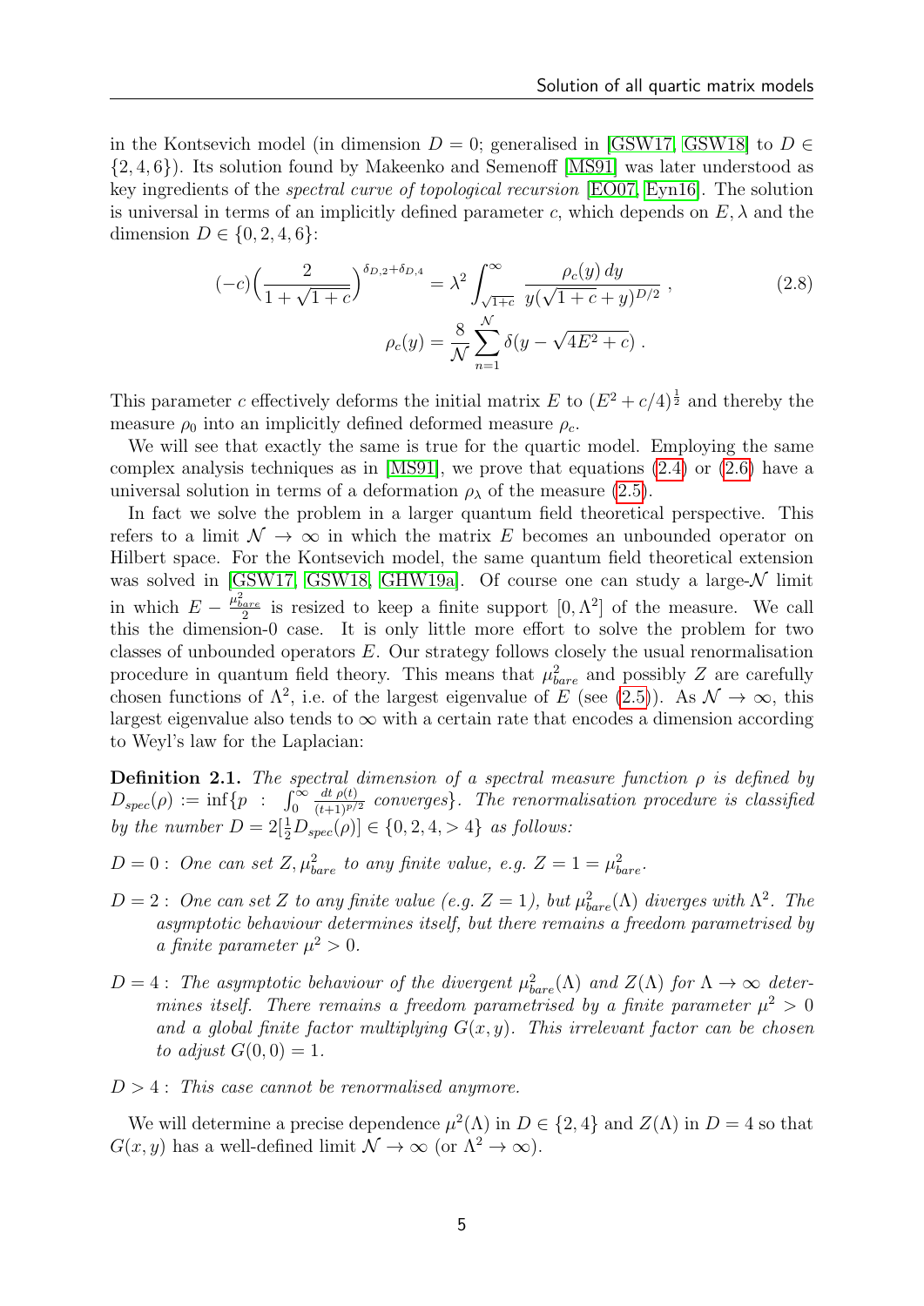in the Kontsevich model (in dimension $D = 0$; generalised in [GSW17, GSW18] to $D \in \{2, 4, 6\}$). Its solution found by Makeenko and Semenoff [MS91] was later understood as key ingredients of the *spectral curve of topological recursion* [EO07, Eyn16]. The solution is universal in terms of an implicitly defined parameter $c$, which depends on $E, \lambda$ and the dimension $D \in \{0, 2, 4, 6\}$:

$$
\begin{aligned}
(-c)\Big(\frac{2}{1+\sqrt{1+c}}\Big)^{\delta_{D,2}+\delta_{D,4}} &= \lambda^2 \int_{\sqrt{1+c}}^{\infty} \frac{\rho_c(y)\, dy}{y(\sqrt{1+c}+y)^{D/2}} , \qquad (2.8)\\
\rho_c(y) &= \frac{8}{\mathcal{N}} \sum_{n=1}^{\mathcal{N}} \delta(y - \sqrt{4E^2+c}) .
\end{aligned}
$$

This parameter $c$ effectively deforms the initial matrix $E$ to $(E^2 + c/4)^{\frac{1}{2}}$ and thereby the measure $\rho_0$ into an implicitly defined deformed measure $\rho_c$.

We will see that exactly the same is true for the quartic model. Employing the same complex analysis techniques as in [MS91], we prove that equations (2.4) or (2.6) have a universal solution in terms of a deformation $\rho_\lambda$ of the measure (2.5).

In fact we solve the problem in a larger quantum field theoretical perspective. This refers to a limit $\mathcal{N} \to \infty$ in which the matrix $E$ becomes an unbounded operator on Hilbert space. For the Kontsevich model, the same quantum field theoretical extension was solved in [GSW17, GSW18, GHW19a]. Of course one can study a large-$\mathcal{N}$ limit in which $E - \frac{\mu_{bare}^2}{2}$ is resized to keep a finite support $[0, \Lambda^2]$ of the measure. We call this the dimension-0 case. It is only little more effort to solve the problem for two classes of unbounded operators $E$. Our strategy follows closely the usual renormalisation procedure in quantum field theory. This means that $\mu_{bare}^2$ and possibly $Z$ are carefully chosen functions of $\Lambda^2$, i.e. of the largest eigenvalue of $E$ (see (2.5)). As $\mathcal{N} \to \infty$, this largest eigenvalue also tends to $\infty$ with a certain rate that encodes a dimension according to Weyl's law for the Laplacian:

**Definition 2.1.** *The spectral dimension of a spectral measure function $\rho$ is defined by $D_{spec}(\rho) := \inf\{p \;:\; \int_0^\infty \frac{dt\, \rho(t)}{(t+1)^{p/2}}$ converges$\}$. The renormalisation procedure is classified by the number $D = 2[\frac{1}{2}D_{spec}(\rho)] \in \{0, 2, 4, > 4\}$ as follows:*

$D = 0:$ *One can set $Z, \mu_{bare}^2$ to any finite value, e.g. $Z = 1 = \mu_{bare}^2$.*

$D = 2:$ *One can set $Z$ to any finite value (e.g. $Z = 1$), but $\mu_{bare}^2(\Lambda)$ diverges with $\Lambda^2$. The asymptotic behaviour determines itself, but there remains a freedom parametrised by a finite parameter $\mu^2 > 0$.*

$D = 4:$ *The asymptotic behaviour of the divergent $\mu_{bare}^2(\Lambda)$ and $Z(\Lambda)$ for $\Lambda \to \infty$ determines itself. There remains a freedom parametrised by a finite parameter $\mu^2 > 0$ and a global finite factor multiplying $G(x, y)$. This irrelevant factor can be chosen to adjust $G(0, 0) = 1$.*

$D > 4:$ *This case cannot be renormalised anymore.*

We will determine a precise dependence $\mu^2(\Lambda)$ in $D \in \{2, 4\}$ and $Z(\Lambda)$ in $D = 4$ so that $G(x, y)$ has a well-defined limit $\mathcal{N} \to \infty$ (or $\Lambda^2 \to \infty$).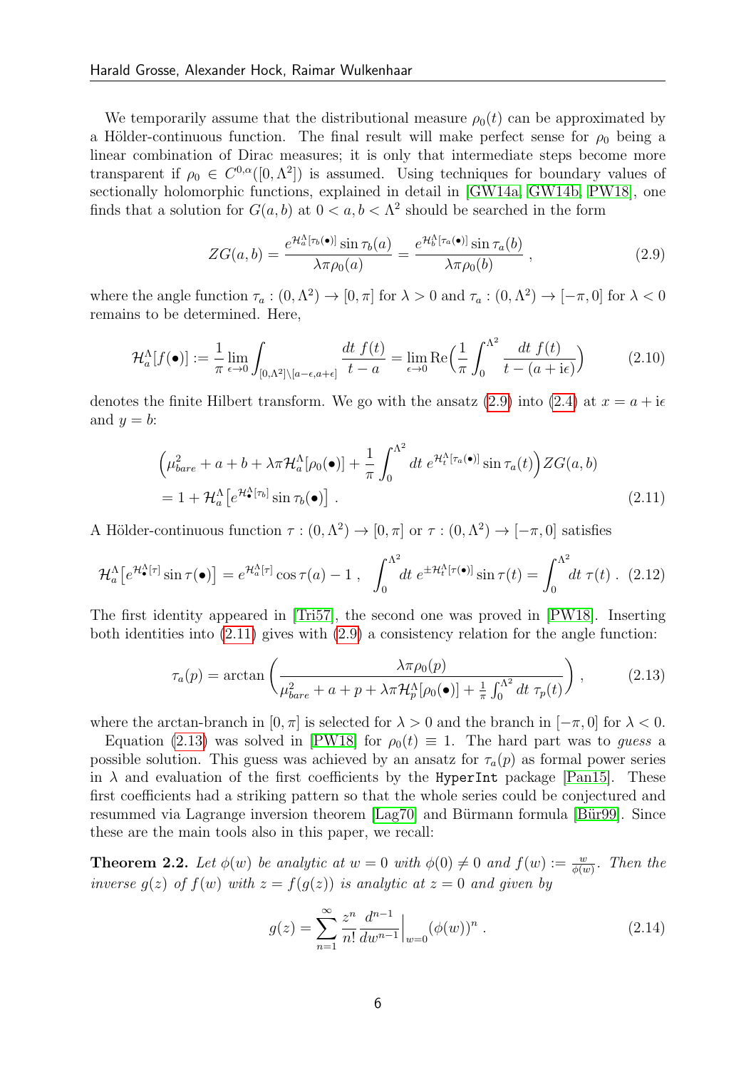We temporarily assume that the distributional measure $\rho_0(t)$ can be approximated by a Hölder-continuous function. The final result will make perfect sense for $\rho_0$ being a linear combination of Dirac measures; it is only that intermediate steps become more transparent if $\rho_0 \in C^{0,\alpha}([0,\Lambda^2])$ is assumed. Using techniques for boundary values of sectionally holomorphic functions, explained in detail in [GW14a, GW14b, PW18], one finds that a solution for $G(a,b)$ at $0<a,b<\Lambda^2$ should be searched in the form

$$ZG(a,b) = \frac{e^{\mathcal{H}^\Lambda_a[\tau_b(\bullet)]}\sin\tau_b(a)}{\lambda\pi\rho_0(a)} = \frac{e^{\mathcal{H}^\Lambda_b[\tau_a(\bullet)]}\sin\tau_a(b)}{\lambda\pi\rho_0(b)}\;, \tag{2.9}$$

where the angle function $\tau_a : (0,\Lambda^2)\to[0,\pi]$ for $\lambda>0$ and $\tau_a:(0,\Lambda^2)\to[-\pi,0]$ for $\lambda<0$ remains to be determined. Here,

$$\mathcal{H}^\Lambda_a[f(\bullet)] := \frac{1}{\pi}\lim_{\epsilon\to 0}\int_{[0,\Lambda^2]\setminus[a-\epsilon,a+\epsilon]}\frac{dt\; f(t)}{t-a} = \lim_{\epsilon\to0}\mathrm{Re}\Big(\frac{1}{\pi}\int_0^{\Lambda^2}\frac{dt\;f(t)}{t-(a+\mathrm{i}\epsilon)}\Big) \tag{2.10}$$

denotes the finite Hilbert transform. We go with the ansatz (2.9) into (2.4) at $x=a+\mathrm{i}\epsilon$ and $y=b$:

$$\begin{aligned}&\Big(\mu^2_{bare}+a+b+\lambda\pi\mathcal{H}^\Lambda_a[\rho_0(\bullet)] + \frac{1}{\pi}\int_0^{\Lambda^2}dt\; e^{\mathcal{H}^\Lambda_t[\tau_a(\bullet)]}\sin\tau_a(t)\Big)ZG(a,b)\\ &= 1+\mathcal{H}^\Lambda_a\big[e^{\mathcal{H}^\Lambda_\bullet[\tau_b]}\sin\tau_b(\bullet)\big]\;.\end{aligned} \tag{2.11}$$

A Hölder-continuous function $\tau:(0,\Lambda^2)\to[0,\pi]$ or $\tau:(0,\Lambda^2)\to[-\pi,0]$ satisfies

$$\mathcal{H}^\Lambda_a\big[e^{\mathcal{H}^\Lambda_\bullet[\tau]}\sin\tau(\bullet)\big] = e^{\mathcal{H}^\Lambda_a[\tau]}\cos\tau(a) - 1\;,\quad \int_0^{\Lambda^2}dt\; e^{\pm\mathcal{H}^\Lambda_t[\tau(\bullet)]}\sin\tau(t) = \int_0^{\Lambda^2}dt\;\tau(t)\;. \tag{2.12}$$

The first identity appeared in [Tri57], the second one was proved in [PW18]. Inserting both identities into (2.11) gives with (2.9) a consistency relation for the angle function:

$$\tau_a(p) = \arctan\left(\frac{\lambda\pi\rho_0(p)}{\mu^2_{bare}+a+p+\lambda\pi\mathcal{H}^\Lambda_p[\rho_0(\bullet)]+\frac{1}{\pi}\int_0^{\Lambda^2}dt\;\tau_p(t)}\right)\;, \tag{2.13}$$

where the arctan-branch in $[0,\pi]$ is selected for $\lambda>0$ and the branch in $[-\pi,0]$ for $\lambda<0$.

Equation (2.13) was solved in [PW18] for $\rho_0(t)\equiv 1$. The hard part was to *guess* a possible solution. This guess was achieved by an ansatz for $\tau_a(p)$ as formal power series in $\lambda$ and evaluation of the first coefficients by the `HyperInt` package [Pan15]. These first coefficients had a striking pattern so that the whole series could be conjectured and resummed via Lagrange inversion theorem [Lag70] and Bürmann formula [Bür99]. Since these are the main tools also in this paper, we recall:

**Theorem 2.2.** *Let $\phi(w)$ be analytic at $w=0$ with $\phi(0)\neq 0$ and $f(w):=\frac{w}{\phi(w)}$. Then the inverse $g(z)$ of $f(w)$ with $z=f(g(z))$ is analytic at $z=0$ and given by*

$$g(z) = \sum_{n=1}^\infty \frac{z^n}{n!}\frac{d^{n-1}}{dw^{n-1}}\Big|_{w=0}(\phi(w))^n\;. \tag{2.14}$$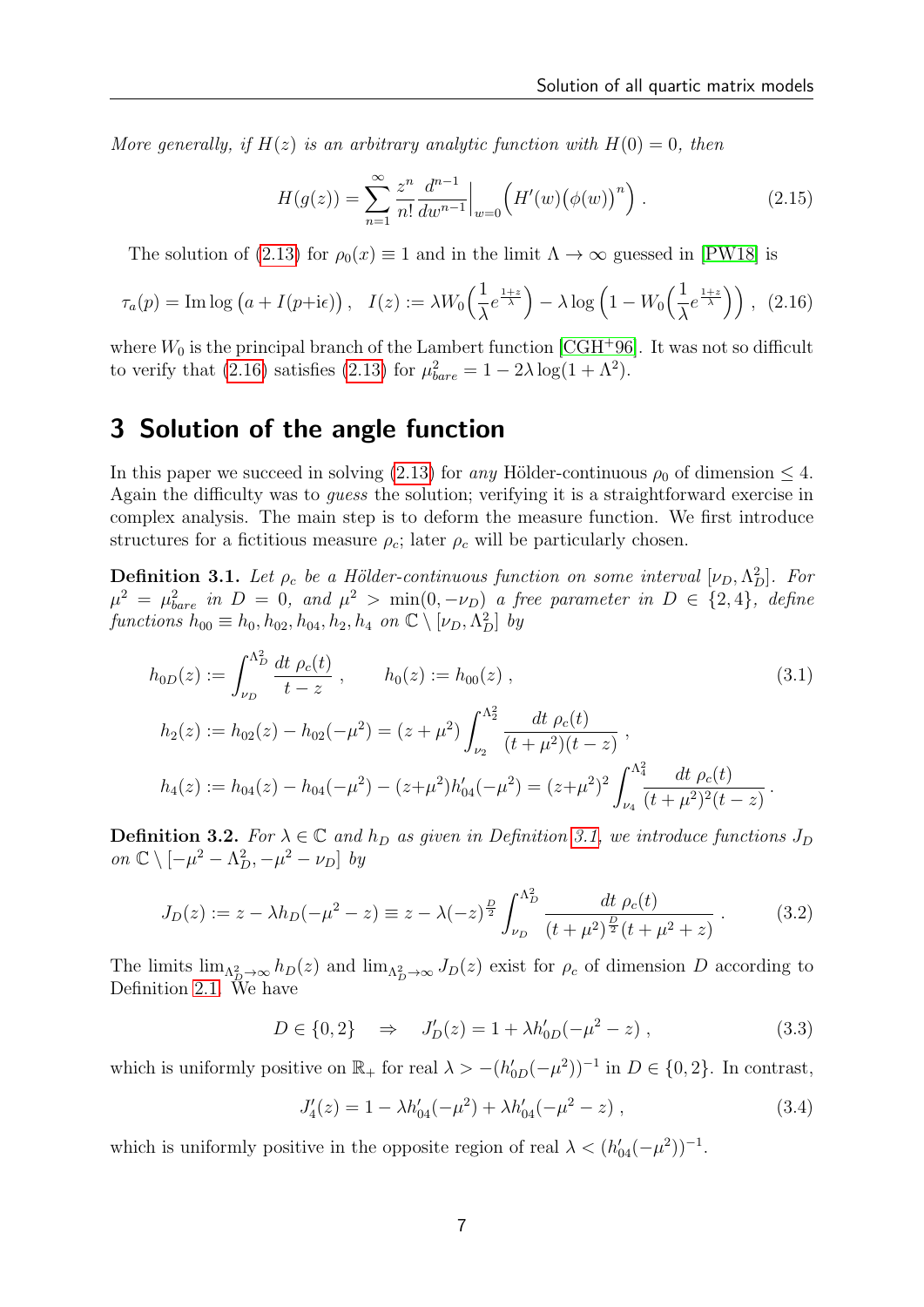*More generally, if $H(z)$ is an arbitrary analytic function with $H(0) = 0$, then*

$$H(g(z)) = \sum_{n=1}^{\infty} \frac{z^n}{n!} \frac{d^{n-1}}{dw^{n-1}}\Big|_{w=0} \Big( H'(w) \big(\phi(w)\big)^n \Big) . \tag{2.15}$$

The solution of (2.13) for $\rho_0(x) \equiv 1$ and in the limit $\Lambda \to \infty$ guessed in [PW18] is

$$\tau_a(p) = \operatorname{Im} \log \big(a + I(p+\mathrm{i}\epsilon)\big) , \quad I(z) := \lambda W_0\Big(\frac{1}{\lambda} e^{\frac{1+z}{\lambda}}\Big) - \lambda \log \Big(1 - W_0\Big(\frac{1}{\lambda} e^{\frac{1+z}{\lambda}}\Big)\Big) , \tag{2.16}$$

where $W_0$ is the principal branch of the Lambert function [CGH+96]. It was not so difficult to verify that (2.16) satisfies (2.13) for $\mu^2_{bare} = 1 - 2\lambda \log(1 + \Lambda^2)$.

# 3 Solution of the angle function

In this paper we succeed in solving (2.13) for *any* Hölder-continuous $\rho_0$ of dimension $\leq 4$. Again the difficulty was to *guess* the solution; verifying it is a straightforward exercise in complex analysis. The main step is to deform the measure function. We first introduce structures for a fictitious measure $\rho_c$; later $\rho_c$ will be particularly chosen.

**Definition 3.1.** *Let $\rho_c$ be a Hölder-continuous function on some interval $[\nu_D, \Lambda_D^2]$. For $\mu^2 = \mu^2_{bare}$ in $D = 0$, and $\mu^2 > \min(0, -\nu_D)$ a free parameter in $D \in \{2, 4\}$, define functions $h_{00} \equiv h_0, h_{02}, h_{04}, h_2, h_4$ on $\mathbb{C} \setminus [\nu_D, \Lambda_D^2]$ by*

$$\begin{aligned}
h_{0D}(z) &:= \int_{\nu_D}^{\Lambda_D^2} \frac{dt\ \rho_c(t)}{t - z} , \qquad h_0(z) := h_{00}(z) , \\
h_2(z) &:= h_{02}(z) - h_{02}(-\mu^2) = (z + \mu^2) \int_{\nu_2}^{\Lambda_2^2} \frac{dt\ \rho_c(t)}{(t + \mu^2)(t - z)} , \\
h_4(z) &:= h_{04}(z) - h_{04}(-\mu^2) - (z+\mu^2) h'_{04}(-\mu^2) = (z+\mu^2)^2 \int_{\nu_4}^{\Lambda_4^2} \frac{dt\ \rho_c(t)}{(t + \mu^2)^2 (t - z)} .
\end{aligned} \tag{3.1}$$

**Definition 3.2.** *For $\lambda \in \mathbb{C}$ and $h_D$ as given in Definition 3.1, we introduce functions $J_D$ on $\mathbb{C} \setminus [-\mu^2 - \Lambda_D^2, -\mu^2 - \nu_D]$ by*

$$J_D(z) := z - \lambda h_D(-\mu^2 - z) \equiv z - \lambda (-z)^{\frac{D}{2}} \int_{\nu_D}^{\Lambda_D^2} \frac{dt\ \rho_c(t)}{(t + \mu^2)^{\frac{D}{2}} (t + \mu^2 + z)} . \tag{3.2}$$

The limits $\lim_{\Lambda_D^2 \to \infty} h_D(z)$ and $\lim_{\Lambda_D^2 \to \infty} J_D(z)$ exist for $\rho_c$ of dimension $D$ according to Definition 2.1. We have

$$D \in \{0, 2\} \quad \Rightarrow \quad J'_D(z) = 1 + \lambda h'_{0D}(-\mu^2 - z) , \tag{3.3}$$

which is uniformly positive on $\mathbb{R}_+$ for real $\lambda > -(h'_{0D}(-\mu^2))^{-1}$ in $D \in \{0, 2\}$. In contrast,

$$J'_4(z) = 1 - \lambda h'_{04}(-\mu^2) + \lambda h'_{04}(-\mu^2 - z) , \tag{3.4}$$

which is uniformly positive in the opposite region of real $\lambda < (h'_{04}(-\mu^2))^{-1}$.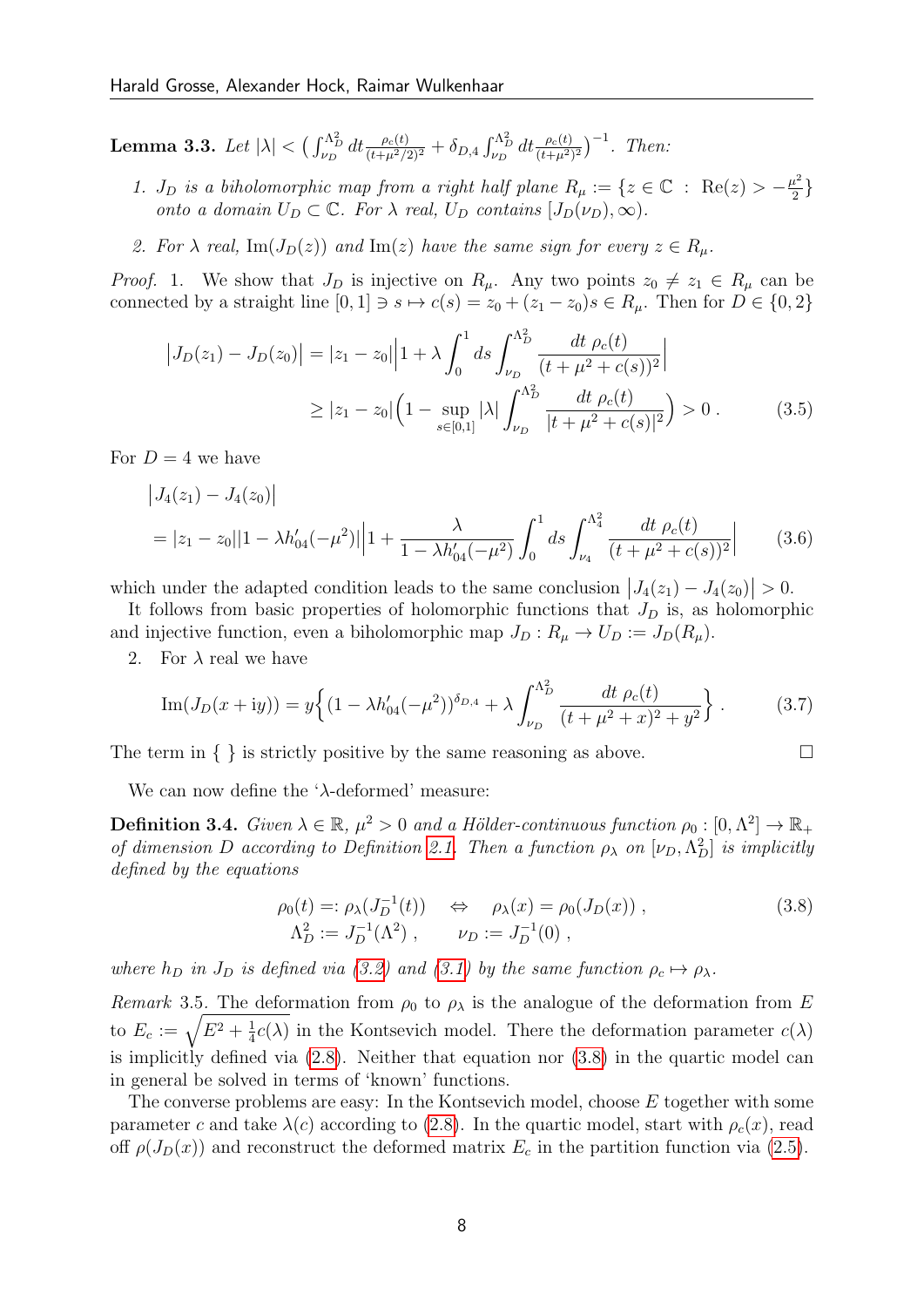**Lemma 3.3.** *Let* $|\lambda| < \big(\int_{\nu_D}^{\Lambda_D^2} dt \frac{\rho_c(t)}{(t+\mu^2/2)^2} + \delta_{D,4}\int_{\nu_D}^{\Lambda_D^2} dt \frac{\rho_c(t)}{(t+\mu^2)^2}\big)^{-1}$*. Then:*

1. *$J_D$ is a biholomorphic map from a right half plane $R_\mu := \{z \in \mathbb{C} \;:\; \mathrm{Re}(z) > -\frac{\mu^2}{2}\}$ onto a domain $U_D \subset \mathbb{C}$. For $\lambda$ real, $U_D$ contains $[J_D(\nu_D), \infty)$.*
2. *For $\lambda$ real, $\mathrm{Im}(J_D(z))$ and $\mathrm{Im}(z)$ have the same sign for every $z \in R_\mu$.*

*Proof.* 1. We show that $J_D$ is injective on $R_\mu$. Any two points $z_0 \neq z_1 \in R_\mu$ can be connected by a straight line $[0,1] \ni s \mapsto c(s) = z_0 + (z_1 - z_0)s \in R_\mu$. Then for $D \in \{0, 2\}$

$$
\begin{aligned}
\big|J_D(z_1) - J_D(z_0)\big| &= |z_1 - z_0|\Big|1 + \lambda \int_0^1 ds \int_{\nu_D}^{\Lambda_D^2} \frac{dt\; \rho_c(t)}{(t+\mu^2+c(s))^2}\Big| \\
&\geq |z_1 - z_0|\Big(1 - \sup_{s\in[0,1]} |\lambda| \int_{\nu_D}^{\Lambda_D^2} \frac{dt\; \rho_c(t)}{|t+\mu^2+c(s)|^2}\Big) > 0\,. 
\end{aligned}
\tag{3.5}
$$

For $D = 4$ we have

$$
\begin{aligned}
&\big|J_4(z_1) - J_4(z_0)\big| \\
&= |z_1 - z_0||1 - \lambda h'_{04}(-\mu^2)|\Big|1 + \frac{\lambda}{1-\lambda h'_{04}(-\mu^2)} \int_0^1 ds \int_{\nu_4}^{\Lambda_4^2} \frac{dt\; \rho_c(t)}{(t+\mu^2+c(s))^2}\Big|
\end{aligned}
\tag{3.6}
$$

which under the adapted condition leads to the same conclusion $\big|J_4(z_1) - J_4(z_0)\big| > 0$.

It follows from basic properties of holomorphic functions that $J_D$ is, as holomorphic and injective function, even a biholomorphic map $J_D : R_\mu \to U_D := J_D(R_\mu)$.

2. For $\lambda$ real we have

$$
\mathrm{Im}(J_D(x+\mathrm{i}y)) = y\Big\{(1-\lambda h'_{04}(-\mu^2))^{\delta_{D,4}} + \lambda \int_{\nu_D}^{\Lambda_D^2} \frac{dt\; \rho_c(t)}{(t+\mu^2+x)^2+y^2}\Big\}\,. \tag{3.7}
$$

The term in $\{\ \}$ is strictly positive by the same reasoning as above. $\square$

We can now define the '$\lambda$-deformed' measure:

**Definition 3.4.** *Given $\lambda \in \mathbb{R}$, $\mu^2 > 0$ and a Hölder-continuous function $\rho_0 : [0, \Lambda^2] \to \mathbb{R}_+$ of dimension $D$ according to Definition 2.1. Then a function $\rho_\lambda$ on $[\nu_D, \Lambda_D^2]$ is implicitly defined by the equations*

$$
\begin{aligned}
\rho_0(t) =: \rho_\lambda(J_D^{-1}(t)) \quad &\Leftrightarrow \quad \rho_\lambda(x) = \rho_0(J_D(x))\,, \\
\Lambda_D^2 := J_D^{-1}(\Lambda^2)\,, \qquad &\nu_D := J_D^{-1}(0)\,,
\end{aligned}
\tag{3.8}
$$

*where $h_D$ in $J_D$ is defined via (3.2) and (3.1) by the same function $\rho_c \mapsto \rho_\lambda$.*

*Remark* 3.5. The deformation from $\rho_0$ to $\rho_\lambda$ is the analogue of the deformation from $E$ to $E_c := \sqrt{E^2 + \frac{1}{4}c(\lambda)}$ in the Kontsevich model. There the deformation parameter $c(\lambda)$ is implicitly defined via (2.8). Neither that equation nor (3.8) in the quartic model can in general be solved in terms of 'known' functions.

The converse problems are easy: In the Kontsevich model, choose $E$ together with some parameter $c$ and take $\lambda(c)$ according to (2.8). In the quartic model, start with $\rho_c(x)$, read off $\rho(J_D(x))$ and reconstruct the deformed matrix $E_c$ in the partition function via (2.5).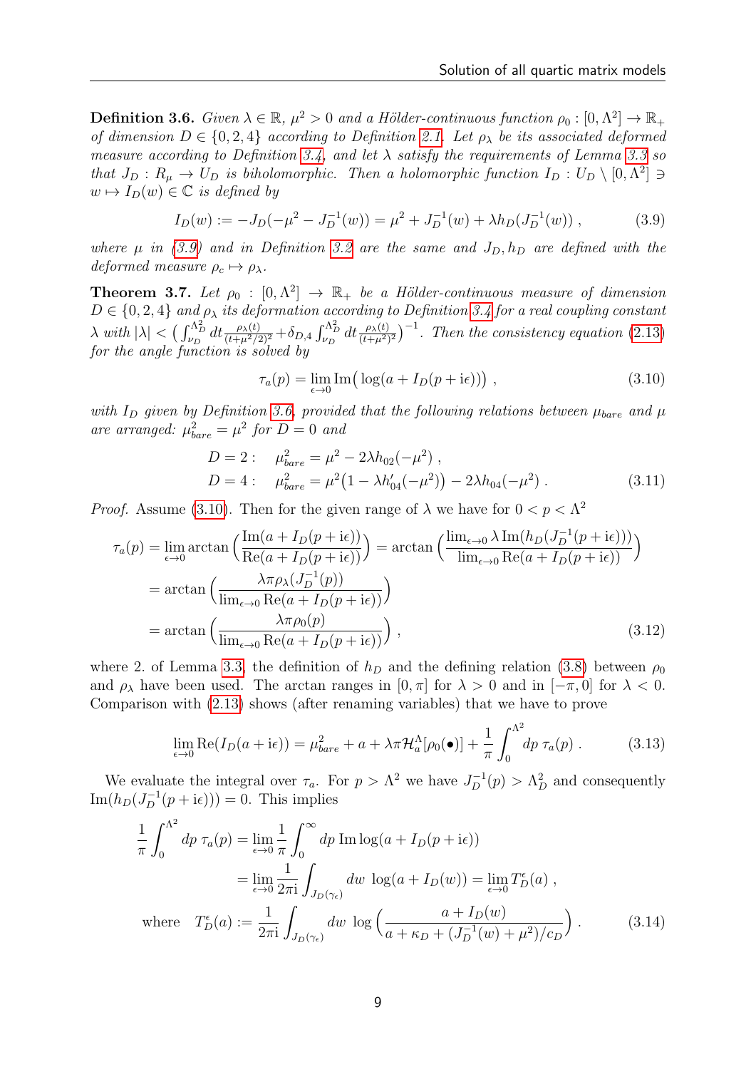**Definition 3.6.** *Given $\lambda \in \mathbb{R}$, $\mu^2 > 0$ and a Hölder-continuous function $\rho_0 : [0, \Lambda^2] \to \mathbb{R}_+$ of dimension $D \in \{0, 2, 4\}$ according to Definition 2.1. Let $\rho_\lambda$ be its associated deformed measure according to Definition 3.4, and let $\lambda$ satisfy the requirements of Lemma 3.3 so that $J_D : R_\mu \to U_D$ is biholomorphic. Then a holomorphic function $I_D : U_D \setminus [0, \Lambda^2] \ni w \mapsto I_D(w) \in \mathbb{C}$ is defined by*

$$I_D(w) := -J_D(-\mu^2 - J_D^{-1}(w)) = \mu^2 + J_D^{-1}(w) + \lambda h_D(J_D^{-1}(w)) \,, \tag{3.9}$$

*where $\mu$ in (3.9) and in Definition 3.2 are the same and $J_D, h_D$ are defined with the deformed measure $\rho_c \mapsto \rho_\lambda$.*

**Theorem 3.7.** *Let $\rho_0 : [0, \Lambda^2] \to \mathbb{R}_+$ be a Hölder-continuous measure of dimension $D \in \{0, 2, 4\}$ and $\rho_\lambda$ its deformation according to Definition 3.4 for a real coupling constant $\lambda$ with $|\lambda| < \big(\int_{\nu_D}^{\Lambda_D^2} dt \frac{\rho_\lambda(t)}{(t+\mu^2/2)^2} + \delta_{D,4} \int_{\nu_D}^{\Lambda_D^2} dt \frac{\rho_\lambda(t)}{(t+\mu^2)^2}\big)^{-1}$. Then the consistency equation (2.13) for the angle function is solved by*

$$\tau_a(p) = \lim_{\epsilon \to 0} \mathrm{Im}\big(\log(a + I_D(p + \mathrm{i}\epsilon))\big) \,, \tag{3.10}$$

*with $I_D$ given by Definition 3.6, provided that the following relations between $\mu_{bare}$ and $\mu$ are arranged: $\mu_{bare}^2 = \mu^2$ for $D = 0$ and*

$$\begin{aligned} D = 2: &\quad \mu_{bare}^2 = \mu^2 - 2\lambda h_{02}(-\mu^2) \,, \\ D = 4: &\quad \mu_{bare}^2 = \mu^2\big(1 - \lambda h'_{04}(-\mu^2)\big) - 2\lambda h_{04}(-\mu^2) \,. \end{aligned} \tag{3.11}$$

*Proof.* Assume (3.10). Then for the given range of $\lambda$ we have for $0 < p < \Lambda^2$

$$\begin{aligned} \tau_a(p) &= \lim_{\epsilon \to 0} \arctan\Big(\frac{\mathrm{Im}(a + I_D(p + \mathrm{i}\epsilon))}{\mathrm{Re}(a + I_D(p + \mathrm{i}\epsilon))}\Big) = \arctan\Big(\frac{\lim_{\epsilon \to 0} \lambda \, \mathrm{Im}(h_D(J_D^{-1}(p + \mathrm{i}\epsilon)))}{\lim_{\epsilon \to 0} \mathrm{Re}(a + I_D(p + \mathrm{i}\epsilon))}\Big) \\ &= \arctan\Big(\frac{\lambda \pi \rho_\lambda(J_D^{-1}(p))}{\lim_{\epsilon \to 0} \mathrm{Re}(a + I_D(p + \mathrm{i}\epsilon))}\Big) \\ &= \arctan\Big(\frac{\lambda \pi \rho_0(p)}{\lim_{\epsilon \to 0} \mathrm{Re}(a + I_D(p + \mathrm{i}\epsilon))}\Big) \,, \end{aligned} \tag{3.12}$$

where 2. of Lemma 3.3, the definition of $h_D$ and the defining relation (3.8) between $\rho_0$ and $\rho_\lambda$ have been used. The arctan ranges in $[0, \pi]$ for $\lambda > 0$ and in $[-\pi, 0]$ for $\lambda < 0$. Comparison with (2.13) shows (after renaming variables) that we have to prove

$$\lim_{\epsilon \to 0} \mathrm{Re}(I_D(a + \mathrm{i}\epsilon)) = \mu_{bare}^2 + a + \lambda \pi \mathcal{H}_a^\Lambda[\rho_0(\bullet)] + \frac{1}{\pi} \int_0^{\Lambda^2} dp \; \tau_a(p) \,. \tag{3.13}$$

We evaluate the integral over $\tau_a$. For $p > \Lambda^2$ we have $J_D^{-1}(p) > \Lambda_D^2$ and consequently $\mathrm{Im}(h_D(J_D^{-1}(p + \mathrm{i}\epsilon))) = 0$. This implies

$$\begin{aligned} \frac{1}{\pi} \int_0^{\Lambda^2} dp \; \tau_a(p) &= \lim_{\epsilon \to 0} \frac{1}{\pi} \int_0^\infty dp \; \mathrm{Im} \log(a + I_D(p + \mathrm{i}\epsilon)) \\ &= \lim_{\epsilon \to 0} \frac{1}{2\pi \mathrm{i}} \int_{J_D(\gamma_\epsilon)} dw \; \log(a + I_D(w)) = \lim_{\epsilon \to 0} T_D^\epsilon(a) \,, \\ \text{where} \quad T_D^\epsilon(a) &:= \frac{1}{2\pi \mathrm{i}} \int_{J_D(\gamma_\epsilon)} dw \; \log\Big(\frac{a + I_D(w)}{a + \kappa_D + (J_D^{-1}(w) + \mu^2)/c_D}\Big) \,. \end{aligned} \tag{3.14}$$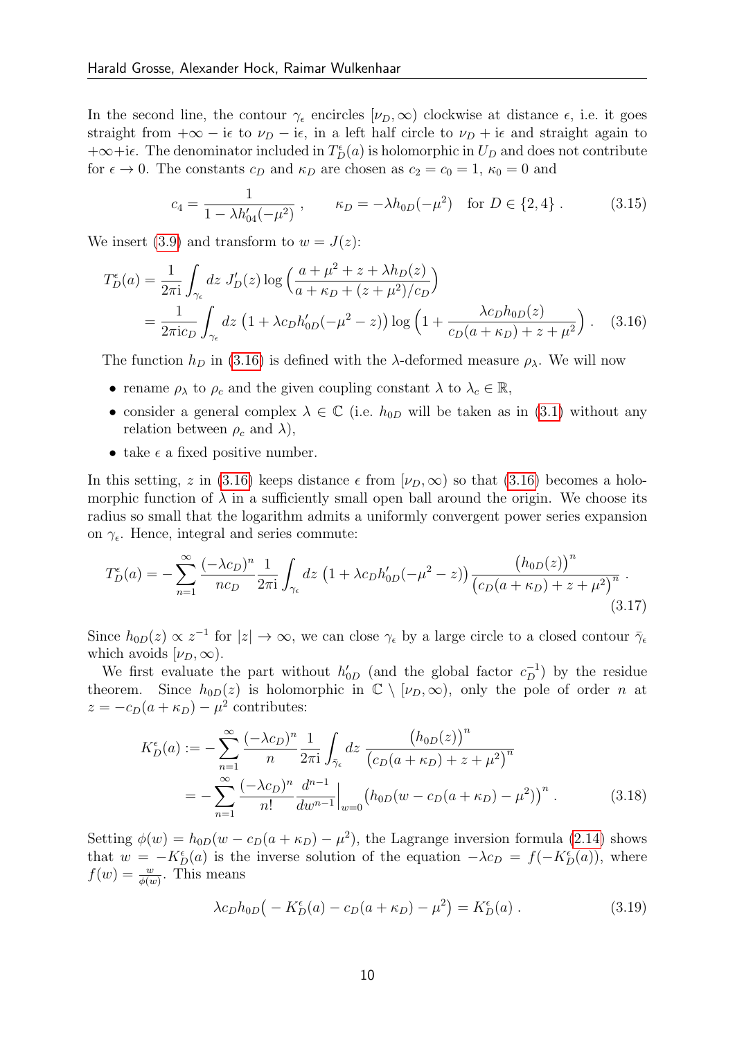In the second line, the contour $\gamma_\epsilon$ encircles $[\nu_D,\infty)$ clockwise at distance $\epsilon$, i.e. it goes straight from $+\infty-\mathrm{i}\epsilon$ to $\nu_D-\mathrm{i}\epsilon$, in a left half circle to $\nu_D+\mathrm{i}\epsilon$ and straight again to $+\infty+\mathrm{i}\epsilon$. The denominator included in $T_D^\epsilon(a)$ is holomorphic in $U_D$ and does not contribute for $\epsilon\to 0$. The constants $c_D$ and $\kappa_D$ are chosen as $c_2=c_0=1$, $\kappa_0=0$ and

$$c_4=\frac{1}{1-\lambda h_{04}'(-\mu^2)}\,,\qquad \kappa_D=-\lambda h_{0D}(-\mu^2)\quad\text{for } D\in\{2,4\}\,. \tag{3.15}$$

We insert (3.9) and transform to $w=J(z)$:

$$\begin{aligned}T_D^\epsilon(a)&=\frac{1}{2\pi\mathrm{i}}\int_{\gamma_\epsilon}dz\;J_D'(z)\log\Big(\frac{a+\mu^2+z+\lambda h_D(z)}{a+\kappa_D+(z+\mu^2)/c_D}\Big)\\&=\frac{1}{2\pi\mathrm{i}c_D}\int_{\gamma_\epsilon}dz\;\big(1+\lambda c_D h_{0D}'(-\mu^2-z)\big)\log\Big(1+\frac{\lambda c_D h_{0D}(z)}{c_D(a+\kappa_D)+z+\mu^2}\Big)\,.\end{aligned} \tag{3.16}$$

The function $h_D$ in (3.16) is defined with the $\lambda$-deformed measure $\rho_\lambda$. We will now

- rename $\rho_\lambda$ to $\rho_c$ and the given coupling constant $\lambda$ to $\lambda_c\in\mathbb{R}$,
- consider a general complex $\lambda\in\mathbb{C}$ (i.e. $h_{0D}$ will be taken as in (3.1) without any relation between $\rho_c$ and $\lambda$),
- take $\epsilon$ a fixed positive number.

In this setting, $z$ in (3.16) keeps distance $\epsilon$ from $[\nu_D,\infty)$ so that (3.16) becomes a holomorphic function of $\lambda$ in a sufficiently small open ball around the origin. We choose its radius so small that the logarithm admits a uniformly convergent power series expansion on $\gamma_\epsilon$. Hence, integral and series commute:

$$T_D^\epsilon(a)=-\sum_{n=1}^\infty\frac{(-\lambda c_D)^n}{nc_D}\frac{1}{2\pi\mathrm{i}}\int_{\gamma_\epsilon}dz\;\big(1+\lambda c_D h_{0D}'(-\mu^2-z)\big)\frac{\big(h_{0D}(z)\big)^n}{\big(c_D(a+\kappa_D)+z+\mu^2\big)^n}\,. \tag{3.17}$$

Since $h_{0D}(z)\propto z^{-1}$ for $|z|\to\infty$, we can close $\gamma_\epsilon$ by a large circle to a closed contour $\bar\gamma_\epsilon$ which avoids $[\nu_D,\infty)$.

We first evaluate the part without $h_{0D}'$ (and the global factor $c_D^{-1}$) by the residue theorem. Since $h_{0D}(z)$ is holomorphic in $\mathbb{C}\setminus[\nu_D,\infty)$, only the pole of order $n$ at $z=-c_D(a+\kappa_D)-\mu^2$ contributes:

$$\begin{aligned}K_D^\epsilon(a)&:=-\sum_{n=1}^\infty\frac{(-\lambda c_D)^n}{n}\frac{1}{2\pi\mathrm{i}}\int_{\bar\gamma_\epsilon}dz\;\frac{\big(h_{0D}(z)\big)^n}{\big(c_D(a+\kappa_D)+z+\mu^2\big)^n}\\&=-\sum_{n=1}^\infty\frac{(-\lambda c_D)^n}{n!}\frac{d^{n-1}}{dw^{n-1}}\Big|_{w=0}\big(h_{0D}(w-c_D(a+\kappa_D)-\mu^2)\big)^n\,.\end{aligned} \tag{3.18}$$

Setting $\phi(w)=h_{0D}(w-c_D(a+\kappa_D)-\mu^2)$, the Lagrange inversion formula (2.14) shows that $w=-K_D^\epsilon(a)$ is the inverse solution of the equation $-\lambda c_D=f(-K_D^\epsilon(a))$, where $f(w)=\frac{w}{\phi(w)}$. This means

$$\lambda c_D h_{0D}\big(-K_D^\epsilon(a)-c_D(a+\kappa_D)-\mu^2\big)=K_D^\epsilon(a)\,. \tag{3.19}$$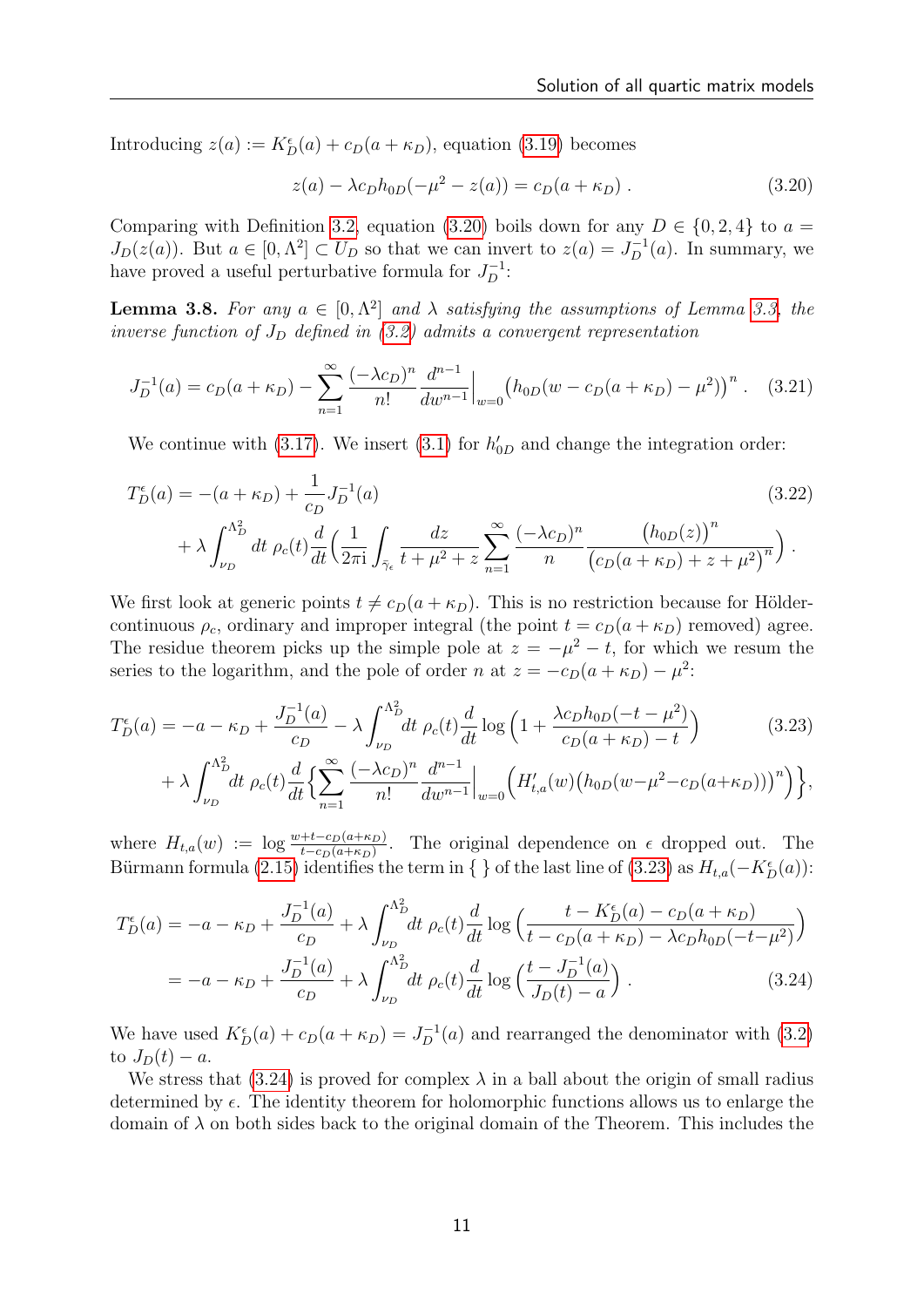Introducing $z(a) := K_D^\epsilon(a) + c_D(a+\kappa_D)$, equation (3.19) becomes

$$z(a) - \lambda c_D h_{0D}(-\mu^2 - z(a)) = c_D(a+\kappa_D) \,. \tag{3.20}$$

Comparing with Definition 3.2, equation (3.20) boils down for any $D \in \{0,2,4\}$ to $a = J_D(z(a))$. But $a \in [0,\Lambda^2] \subset U_D$ so that we can invert to $z(a) = J_D^{-1}(a)$. In summary, we have proved a useful perturbative formula for $J_D^{-1}$:

**Lemma 3.8.** *For any $a \in [0,\Lambda^2]$ and $\lambda$ satisfying the assumptions of Lemma 3.3, the inverse function of $J_D$ defined in (3.2) admits a convergent representation*

$$J_D^{-1}(a) = c_D(a+\kappa_D) - \sum_{n=1}^{\infty} \frac{(-\lambda c_D)^n}{n!} \frac{d^{n-1}}{dw^{n-1}}\Big|_{w=0} \big(h_{0D}(w - c_D(a+\kappa_D) - \mu^2)\big)^n \,. \tag{3.21}$$

We continue with (3.17). We insert (3.1) for $h'_{0D}$ and change the integration order:

$$\begin{aligned} T_D^\epsilon(a) &= -(a+\kappa_D) + \frac{1}{c_D} J_D^{-1}(a) \\ &\quad + \lambda \int_{\nu_D}^{\Lambda_D^2} dt\, \rho_c(t) \frac{d}{dt}\Big( \frac{1}{2\pi \mathrm{i}} \int_{\bar{\gamma}_\epsilon} \frac{dz}{t+\mu^2+z} \sum_{n=1}^{\infty} \frac{(-\lambda c_D)^n}{n} \frac{\big(h_{0D}(z)\big)^n}{\big(c_D(a+\kappa_D) + z + \mu^2\big)^n} \Big) \,. \end{aligned} \tag{3.22}$$

We first look at generic points $t \neq c_D(a+\kappa_D)$. This is no restriction because for Hölder-continuous $\rho_c$, ordinary and improper integral (the point $t = c_D(a+\kappa_D)$ removed) agree. The residue theorem picks up the simple pole at $z = -\mu^2 - t$, for which we resum the series to the logarithm, and the pole of order $n$ at $z = -c_D(a+\kappa_D) - \mu^2$:

$$\begin{aligned} T_D^\epsilon(a) &= -a - \kappa_D + \frac{J_D^{-1}(a)}{c_D} - \lambda \int_{\nu_D}^{\Lambda_D^2} dt\, \rho_c(t) \frac{d}{dt} \log\Big(1 + \frac{\lambda c_D h_{0D}(-t-\mu^2)}{c_D(a+\kappa_D) - t}\Big) \\ &\quad + \lambda \int_{\nu_D}^{\Lambda_D^2} dt\, \rho_c(t) \frac{d}{dt} \Big\{ \sum_{n=1}^{\infty} \frac{(-\lambda c_D)^n}{n!} \frac{d^{n-1}}{dw^{n-1}}\Big|_{w=0} \Big( H'_{t,a}(w) \big(h_{0D}(w - \mu^2 - c_D(a+\kappa_D))\big)^n \Big) \Big\}, \end{aligned} \tag{3.23}$$

where $H_{t,a}(w) := \log \frac{w + t - c_D(a+\kappa_D)}{t - c_D(a+\kappa_D)}$. The original dependence on $\epsilon$ dropped out. The Bürmann formula (2.15) identifies the term in $\{\,\}$ of the last line of (3.23) as $H_{t,a}(-K_D^\epsilon(a))$:

$$\begin{aligned} T_D^\epsilon(a) &= -a - \kappa_D + \frac{J_D^{-1}(a)}{c_D} + \lambda \int_{\nu_D}^{\Lambda_D^2} dt\, \rho_c(t) \frac{d}{dt} \log\Big( \frac{t - K_D^\epsilon(a) - c_D(a+\kappa_D)}{t - c_D(a+\kappa_D) - \lambda c_D h_{0D}(-t-\mu^2)} \Big) \\ &= -a - \kappa_D + \frac{J_D^{-1}(a)}{c_D} + \lambda \int_{\nu_D}^{\Lambda_D^2} dt\, \rho_c(t) \frac{d}{dt} \log\Big( \frac{t - J_D^{-1}(a)}{J_D(t) - a} \Big) \,. \end{aligned} \tag{3.24}$$

We have used $K_D^\epsilon(a) + c_D(a+\kappa_D) = J_D^{-1}(a)$ and rearranged the denominator with (3.2) to $J_D(t) - a$.

We stress that (3.24) is proved for complex $\lambda$ in a ball about the origin of small radius determined by $\epsilon$. The identity theorem for holomorphic functions allows us to enlarge the domain of $\lambda$ on both sides back to the original domain of the Theorem. This includes the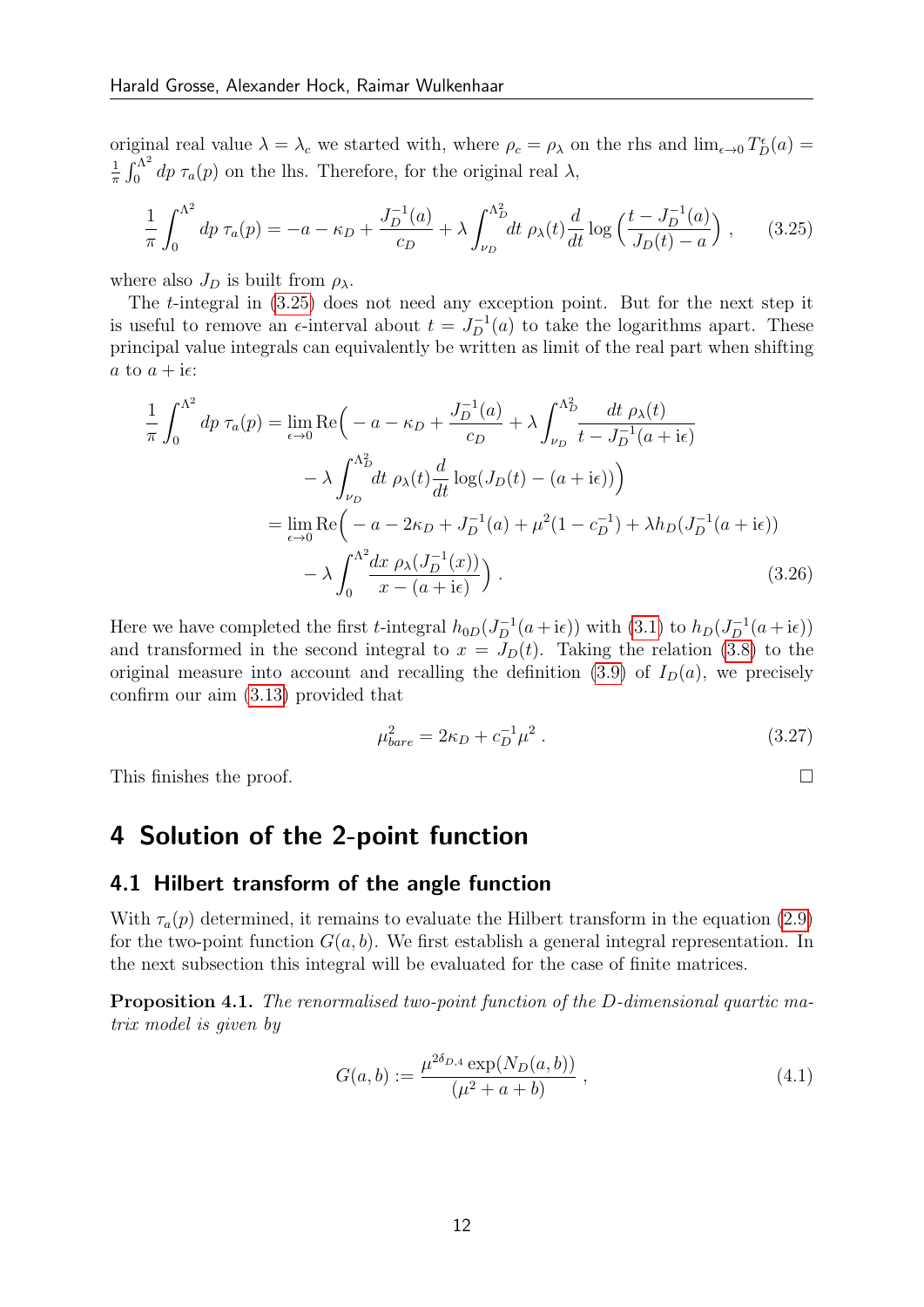original real value $\lambda = \lambda_c$ we started with, where $\rho_c = \rho_\lambda$ on the rhs and $\lim_{\epsilon\to 0} T_D^\epsilon(a) = \frac{1}{\pi}\int_0^{\Lambda^2} dp\, \tau_a(p)$ on the lhs. Therefore, for the original real $\lambda$,

$$\frac{1}{\pi}\int_0^{\Lambda^2} dp\, \tau_a(p) = -a - \kappa_D + \frac{J_D^{-1}(a)}{c_D} + \lambda \int_{\nu_D}^{\Lambda_D^2} dt\, \rho_\lambda(t) \frac{d}{dt} \log\Big(\frac{t - J_D^{-1}(a)}{J_D(t) - a}\Big)\,, \tag{3.25}$$

where also $J_D$ is built from $\rho_\lambda$.

The $t$-integral in (3.25) does not need any exception point. But for the next step it is useful to remove an $\epsilon$-interval about $t = J_D^{-1}(a)$ to take the logarithms apart. These principal value integrals can equivalently be written as limit of the real part when shifting $a$ to $a + \mathrm{i}\epsilon$:

$$\begin{aligned}
\frac{1}{\pi}\int_0^{\Lambda^2} dp\, \tau_a(p) &= \lim_{\epsilon\to 0} \mathrm{Re}\Big( -a - \kappa_D + \frac{J_D^{-1}(a)}{c_D} + \lambda \int_{\nu_D}^{\Lambda_D^2} \frac{dt\, \rho_\lambda(t)}{t - J_D^{-1}(a+\mathrm{i}\epsilon)} \\
&\qquad - \lambda \int_{\nu_D}^{\Lambda_D^2} dt\, \rho_\lambda(t) \frac{d}{dt} \log(J_D(t) - (a+\mathrm{i}\epsilon))\Big) \\
&= \lim_{\epsilon\to 0} \mathrm{Re}\Big( -a - 2\kappa_D + J_D^{-1}(a) + \mu^2(1 - c_D^{-1}) + \lambda h_D(J_D^{-1}(a+\mathrm{i}\epsilon)) \\
&\qquad - \lambda \int_0^{\Lambda^2} \frac{dx\, \rho_\lambda(J_D^{-1}(x))}{x - (a+\mathrm{i}\epsilon)}\Big)\,.
\end{aligned} \tag{3.26}$$

Here we have completed the first $t$-integral $h_{0D}(J_D^{-1}(a+\mathrm{i}\epsilon))$ with (3.1) to $h_D(J_D^{-1}(a+\mathrm{i}\epsilon))$ and transformed in the second integral to $x = J_D(t)$. Taking the relation (3.8) to the original measure into account and recalling the definition (3.9) of $I_D(a)$, we precisely confirm our aim (3.13) provided that

$$\mu_{bare}^2 = 2\kappa_D + c_D^{-1}\mu^2\,. \tag{3.27}$$

This finishes the proof. □

# 4 Solution of the 2-point function

## 4.1 Hilbert transform of the angle function

With $\tau_a(p)$ determined, it remains to evaluate the Hilbert transform in the equation (2.9) for the two-point function $G(a,b)$. We first establish a general integral representation. In the next subsection this integral will be evaluated for the case of finite matrices.

**Proposition 4.1.** *The renormalised two-point function of the D-dimensional quartic matrix model is given by*

$$G(a,b) := \frac{\mu^{2\delta_{D,4}} \exp(N_D(a,b))}{(\mu^2 + a + b)}\,, \tag{4.1}$$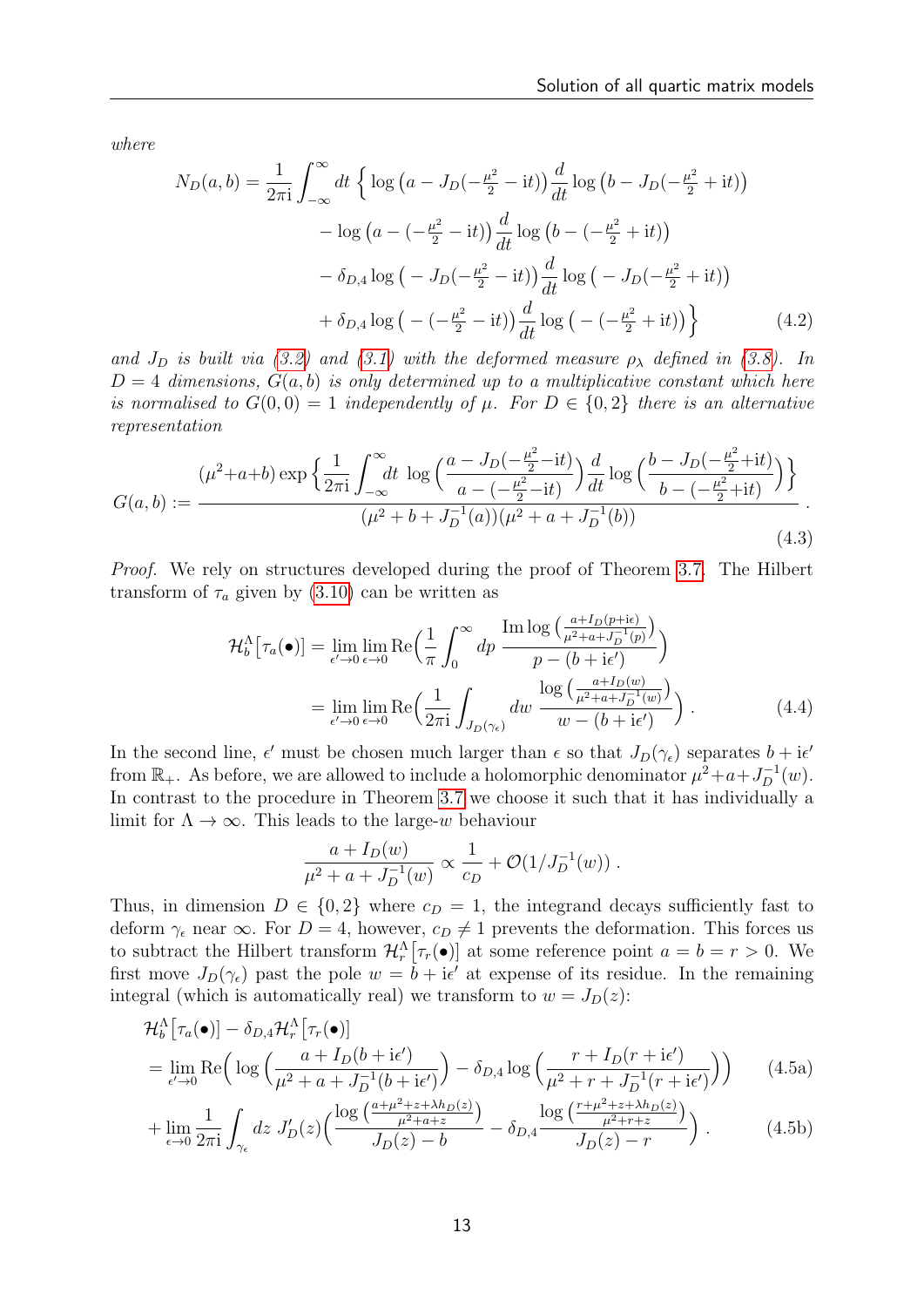*where*

$$
\begin{aligned}
N_D(a,b) = \frac{1}{2\pi\mathrm{i}} \int_{-\infty}^{\infty} dt \, \Big\{ & \log\big(a - J_D(-\tfrac{\mu^2}{2} - \mathrm{i}t)\big) \frac{d}{dt} \log\big(b - J_D(-\tfrac{\mu^2}{2} + \mathrm{i}t)\big) \\
& - \log\big(a - (-\tfrac{\mu^2}{2} - \mathrm{i}t)\big) \frac{d}{dt} \log\big(b - (-\tfrac{\mu^2}{2} + \mathrm{i}t)\big) \\
& - \delta_{D,4} \log\big( - J_D(-\tfrac{\mu^2}{2} - \mathrm{i}t)\big) \frac{d}{dt} \log\big( - J_D(-\tfrac{\mu^2}{2} + \mathrm{i}t)\big) \\
& + \delta_{D,4} \log\big( - (-\tfrac{\mu^2}{2} - \mathrm{i}t)\big) \frac{d}{dt} \log\big( - (-\tfrac{\mu^2}{2} + \mathrm{i}t)\big) \Big\}
\end{aligned}
\tag{4.2}
$$

*and $J_D$ is built via (3.2) and (3.1) with the deformed measure $\rho_\lambda$ defined in (3.8). In $D=4$ dimensions, $G(a,b)$ is only determined up to a multiplicative constant which here is normalised to $G(0,0)=1$ independently of $\mu$. For $D \in \{0,2\}$ there is an alternative representation*

$$
G(a,b) := \frac{(\mu^2 + a + b) \exp\Big\{ \frac{1}{2\pi\mathrm{i}} \int_{-\infty}^{\infty} dt \, \log\Big( \frac{a - J_D(-\frac{\mu^2}{2} - \mathrm{i}t)}{a - (-\frac{\mu^2}{2} - \mathrm{i}t)} \Big) \frac{d}{dt} \log\Big( \frac{b - J_D(-\frac{\mu^2}{2} + \mathrm{i}t)}{b - (-\frac{\mu^2}{2} + \mathrm{i}t)} \Big) \Big\}}{(\mu^2 + b + J_D^{-1}(a))(\mu^2 + a + J_D^{-1}(b))} .
\tag{4.3}
$$

*Proof.* We rely on structures developed during the proof of Theorem 3.7. The Hilbert transform of $\tau_a$ given by (3.10) can be written as

$$
\begin{aligned}
\mathcal{H}_b^\Lambda\big[\tau_a(\bullet)\big] &= \lim_{\epsilon' \to 0} \lim_{\epsilon \to 0} \mathrm{Re}\Big( \frac{1}{\pi} \int_0^\infty dp \, \frac{\mathrm{Im} \log\big( \frac{a + I_D(p + \mathrm{i}\epsilon)}{\mu^2 + a + J_D^{-1}(p)} \big)}{p - (b + \mathrm{i}\epsilon')} \Big) \\
&= \lim_{\epsilon' \to 0} \lim_{\epsilon \to 0} \mathrm{Re}\Big( \frac{1}{2\pi\mathrm{i}} \int_{J_D(\gamma_\epsilon)} dw \, \frac{\log\big( \frac{a + I_D(w)}{\mu^2 + a + J_D^{-1}(w)} \big)}{w - (b + \mathrm{i}\epsilon')} \Big) .
\end{aligned}
\tag{4.4}
$$

In the second line, $\epsilon'$ must be chosen much larger than $\epsilon$ so that $J_D(\gamma_\epsilon)$ separates $b + \mathrm{i}\epsilon'$ from $\mathbb{R}_+$. As before, we are allowed to include a holomorphic denominator $\mu^2 + a + J_D^{-1}(w)$. In contrast to the procedure in Theorem 3.7 we choose it such that it has individually a limit for $\Lambda \to \infty$. This leads to the large-$w$ behaviour

$$
\frac{a + I_D(w)}{\mu^2 + a + J_D^{-1}(w)} \propto \frac{1}{c_D} + \mathcal{O}(1/J_D^{-1}(w)) .
$$

Thus, in dimension $D \in \{0,2\}$ where $c_D = 1$, the integrand decays sufficiently fast to deform $\gamma_\epsilon$ near $\infty$. For $D=4$, however, $c_D \neq 1$ prevents the deformation. This forces us to subtract the Hilbert transform $\mathcal{H}_r^\Lambda\big[\tau_r(\bullet)\big]$ at some reference point $a = b = r > 0$. We first move $J_D(\gamma_\epsilon)$ past the pole $w = b + \mathrm{i}\epsilon'$ at expense of its residue. In the remaining integral (which is automatically real) we transform to $w = J_D(z)$:

$$
\begin{aligned}
&\mathcal{H}_b^\Lambda\big[\tau_a(\bullet)\big] - \delta_{D,4} \mathcal{H}_r^\Lambda\big[\tau_r(\bullet)\big] \\
&= \lim_{\epsilon' \to 0} \mathrm{Re}\Big( \log\Big( \frac{a + I_D(b + \mathrm{i}\epsilon')}{\mu^2 + a + J_D^{-1}(b + \mathrm{i}\epsilon')} \Big) - \delta_{D,4} \log\Big( \frac{r + I_D(r + \mathrm{i}\epsilon')}{\mu^2 + r + J_D^{-1}(r + \mathrm{i}\epsilon')} \Big) \Big)
\end{aligned}
\tag{4.5a}
$$

$$
+ \lim_{\epsilon \to 0} \frac{1}{2\pi\mathrm{i}} \int_{\gamma_\epsilon} dz \, J_D'(z) \Big( \frac{\log\big( \frac{a + \mu^2 + z + \lambda h_D(z)}{\mu^2 + a + z} \big)}{J_D(z) - b} - \delta_{D,4} \frac{\log\big( \frac{r + \mu^2 + z + \lambda h_D(z)}{\mu^2 + r + z} \big)}{J_D(z) - r} \Big) .
\tag{4.5b}
$$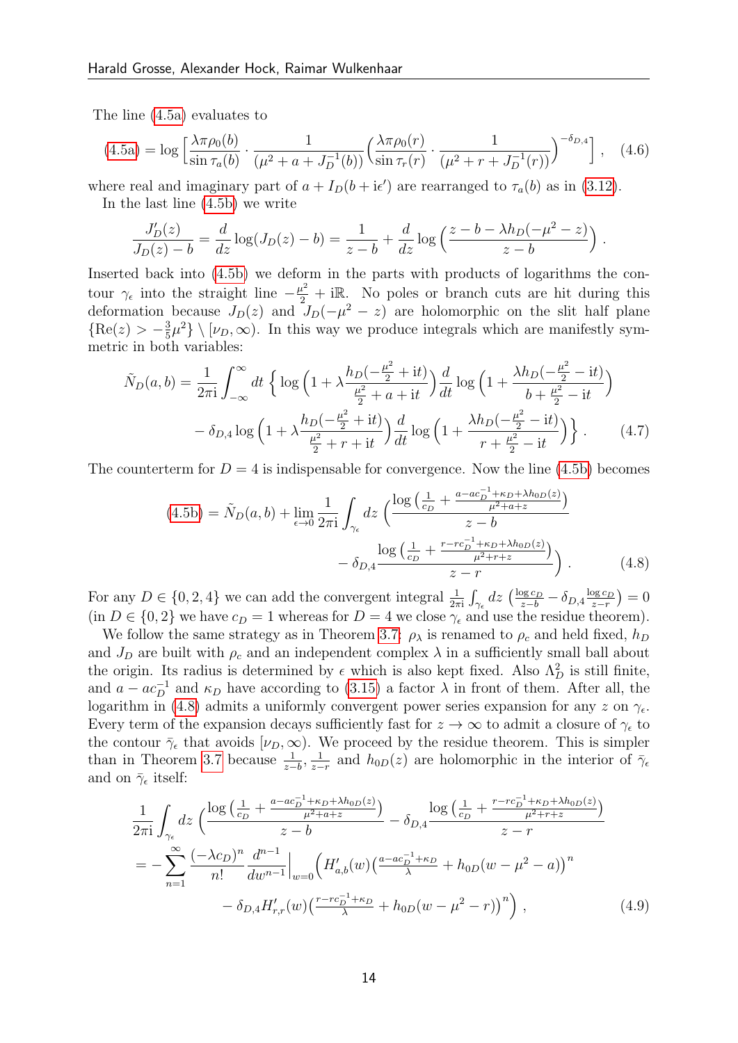The line (4.5a) evaluates to

$$
\text{(4.5a)} = \log\Big[\frac{\lambda\pi\rho_0(b)}{\sin\tau_a(b)}\cdot\frac{1}{(\mu^2+a+J_D^{-1}(b))}\Big(\frac{\lambda\pi\rho_0(r)}{\sin\tau_r(r)}\cdot\frac{1}{(\mu^2+r+J_D^{-1}(r))}\Big)^{-\delta_{D,4}}\Big]\,, \tag{4.6}
$$

where real and imaginary part of $a+I_D(b+\mathrm{i}\epsilon')$ are rearranged to $\tau_a(b)$ as in (3.12).

In the last line (4.5b) we write

$$
\frac{J_D'(z)}{J_D(z)-b} = \frac{d}{dz}\log(J_D(z)-b) = \frac{1}{z-b} + \frac{d}{dz}\log\Big(\frac{z-b-\lambda h_D(-\mu^2-z)}{z-b}\Big)\,.
$$

Inserted back into (4.5b) we deform in the parts with products of logarithms the contour $\gamma_\epsilon$ into the straight line $-\frac{\mu^2}{2}+\mathrm{i}\mathbb{R}$. No poles or branch cuts are hit during this deformation because $J_D(z)$ and $J_D(-\mu^2-z)$ are holomorphic on the slit half plane $\{\mathrm{Re}(z)>-\frac{3}{5}\mu^2\}\setminus[\nu_D,\infty)$. In this way we produce integrals which are manifestly symmetric in both variables:

$$
\begin{aligned}
\tilde{N}_D(a,b) = \frac{1}{2\pi\mathrm{i}}\int_{-\infty}^{\infty} dt\,\Big\{&\log\Big(1+\lambda\frac{h_D(-\frac{\mu^2}{2}+\mathrm{i}t)}{\frac{\mu^2}{2}+a+\mathrm{i}t}\Big)\frac{d}{dt}\log\Big(1+\frac{\lambda h_D(-\frac{\mu^2}{2}-\mathrm{i}t)}{b+\frac{\mu^2}{2}-\mathrm{i}t}\Big) \\
&-\delta_{D,4}\log\Big(1+\lambda\frac{h_D(-\frac{\mu^2}{2}+\mathrm{i}t)}{\frac{\mu^2}{2}+r+\mathrm{i}t}\Big)\frac{d}{dt}\log\Big(1+\frac{\lambda h_D(-\frac{\mu^2}{2}-\mathrm{i}t)}{r+\frac{\mu^2}{2}-\mathrm{i}t}\Big)\Big\}\,.
\end{aligned} \tag{4.7}
$$

The counterterm for $D=4$ is indispensable for convergence. Now the line (4.5b) becomes

$$
\begin{aligned}
\text{(4.5b)} = \tilde{N}_D(a,b) + \lim_{\epsilon\to 0}\frac{1}{2\pi\mathrm{i}}\int_{\gamma_\epsilon} dz\,\Big(&\frac{\log\big(\frac{1}{c_D}+\frac{a-ac_D^{-1}+\kappa_D+\lambda h_{0D}(z)}{\mu^2+a+z}\big)}{z-b} \\
&-\delta_{D,4}\frac{\log\big(\frac{1}{c_D}+\frac{r-rc_D^{-1}+\kappa_D+\lambda h_{0D}(z)}{\mu^2+r+z}\big)}{z-r}\Big)\,.
\end{aligned} \tag{4.8}
$$

For any $D\in\{0,2,4\}$ we can add the convergent integral $\frac{1}{2\pi\mathrm{i}}\int_{\gamma_\epsilon} dz\,\big(\frac{\log c_D}{z-b}-\delta_{D,4}\frac{\log c_D}{z-r}\big)=0$ (in $D\in\{0,2\}$ we have $c_D=1$ whereas for $D=4$ we close $\gamma_\epsilon$ and use the residue theorem).

We follow the same strategy as in Theorem 3.7: $\rho_\lambda$ is renamed to $\rho_c$ and held fixed, $h_D$ and $J_D$ are built with $\rho_c$ and an independent complex $\lambda$ in a sufficiently small ball about the origin. Its radius is determined by $\epsilon$ which is also kept fixed. Also $\Lambda_D^2$ is still finite, and $a-ac_D^{-1}$ and $\kappa_D$ have according to (3.15) a factor $\lambda$ in front of them. After all, the logarithm in (4.8) admits a uniformly convergent power series expansion for any $z$ on $\gamma_\epsilon$. Every term of the expansion decays sufficiently fast for $z\to\infty$ to admit a closure of $\gamma_\epsilon$ to the contour $\bar{\gamma}_\epsilon$ that avoids $[\nu_D,\infty)$. We proceed by the residue theorem. This is simpler than in Theorem 3.7 because $\frac{1}{z-b},\frac{1}{z-r}$ and $h_{0D}(z)$ are holomorphic in the interior of $\bar{\gamma}_\epsilon$ and on $\bar{\gamma}_\epsilon$ itself:

$$
\begin{aligned}
&\frac{1}{2\pi\mathrm{i}}\int_{\gamma_\epsilon} dz\,\Big(\frac{\log\big(\frac{1}{c_D}+\frac{a-ac_D^{-1}+\kappa_D+\lambda h_{0D}(z)}{\mu^2+a+z}\big)}{z-b}-\delta_{D,4}\frac{\log\big(\frac{1}{c_D}+\frac{r-rc_D^{-1}+\kappa_D+\lambda h_{0D}(z)}{\mu^2+r+z}\big)}{z-r}\Big) \\
&= -\sum_{n=1}^{\infty}\frac{(-\lambda c_D)^n}{n!}\frac{d^{n-1}}{dw^{n-1}}\Big|_{w=0}\Big(H'_{a,b}(w)\big(\tfrac{a-ac_D^{-1}+\kappa_D}{\lambda}+h_{0D}(w-\mu^2-a)\big)^n \\
&\qquad\qquad -\delta_{D,4}H'_{r,r}(w)\big(\tfrac{r-rc_D^{-1}+\kappa_D}{\lambda}+h_{0D}(w-\mu^2-r)\big)^n\Big)\,,
\end{aligned} \tag{4.9}
$$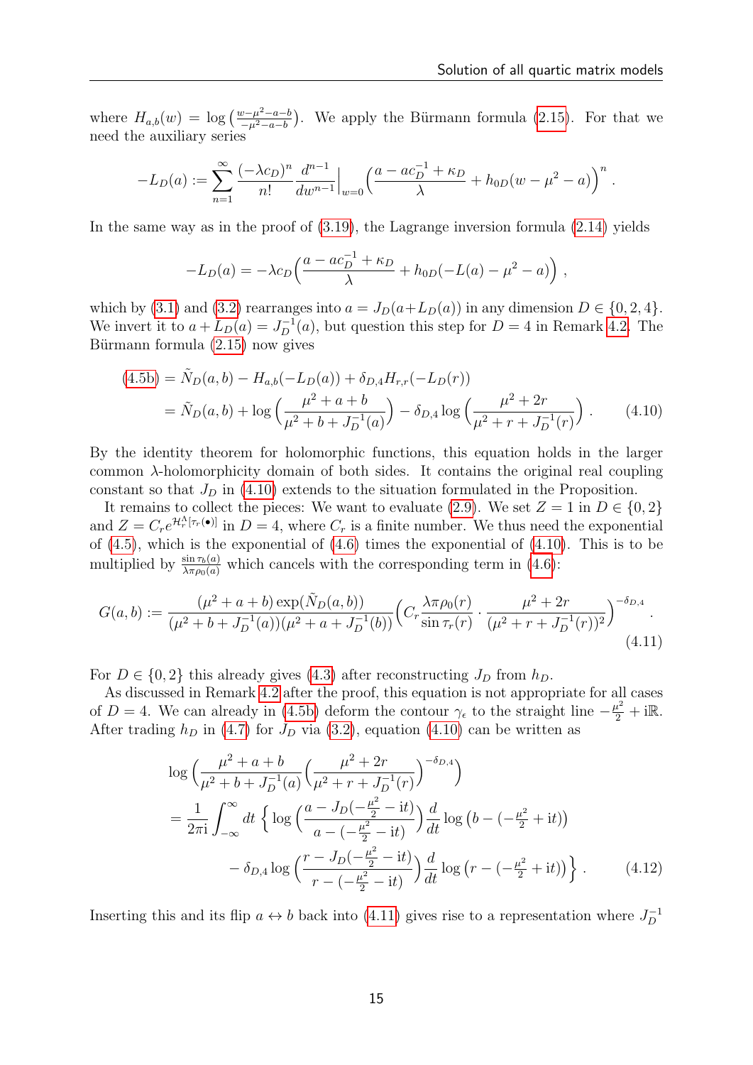where $H_{a,b}(w) = \log\big(\frac{w-\mu^2-a-b}{-\mu^2-a-b}\big)$. We apply the Bürmann formula (2.15). For that we need the auxiliary series

$$-L_D(a) := \sum_{n=1}^{\infty} \frac{(-\lambda c_D)^n}{n!} \frac{d^{n-1}}{dw^{n-1}}\Big|_{w=0} \Big(\frac{a - ac_D^{-1} + \kappa_D}{\lambda} + h_{0D}(w - \mu^2 - a)\Big)^n .$$

In the same way as in the proof of (3.19), the Lagrange inversion formula (2.14) yields

$$-L_D(a) = -\lambda c_D \Big(\frac{a - ac_D^{-1} + \kappa_D}{\lambda} + h_{0D}(-L(a) - \mu^2 - a)\Big) ,$$

which by (3.1) and (3.2) rearranges into $a = J_D(a + L_D(a))$ in any dimension $D \in \{0, 2, 4\}$. We invert it to $a + L_D(a) = J_D^{-1}(a)$, but question this step for $D = 4$ in Remark 4.2. The Bürmann formula (2.15) now gives

$$\begin{aligned}
(4.5\text{b}) &= \tilde{N}_D(a, b) - H_{a,b}(-L_D(a)) + \delta_{D,4} H_{r,r}(-L_D(r)) \\
&= \tilde{N}_D(a, b) + \log\Big(\frac{\mu^2 + a + b}{\mu^2 + b + J_D^{-1}(a)}\Big) - \delta_{D,4} \log\Big(\frac{\mu^2 + 2r}{\mu^2 + r + J_D^{-1}(r)}\Big) .
\end{aligned} \tag{4.10}$$

By the identity theorem for holomorphic functions, this equation holds in the larger common $\lambda$-holomorphicity domain of both sides. It contains the original real coupling constant so that $J_D$ in (4.10) extends to the situation formulated in the Proposition.

It remains to collect the pieces: We want to evaluate (2.9). We set $Z = 1$ in $D \in \{0, 2\}$ and $Z = C_r e^{\mathcal{H}_r^\Lambda[\tau_r(\bullet)]}$ in $D = 4$, where $C_r$ is a finite number. We thus need the exponential of (4.5), which is the exponential of (4.6) times the exponential of (4.10). This is to be multiplied by $\frac{\sin \tau_b(a)}{\lambda \pi \rho_0(a)}$ which cancels with the corresponding term in (4.6):

$$G(a, b) := \frac{(\mu^2 + a + b) \exp(\tilde{N}_D(a, b))}{(\mu^2 + b + J_D^{-1}(a))(\mu^2 + a + J_D^{-1}(b))} \Big(C_r \frac{\lambda \pi \rho_0(r)}{\sin \tau_r(r)} \cdot \frac{\mu^2 + 2r}{(\mu^2 + r + J_D^{-1}(r))^2}\Big)^{-\delta_{D,4}} . \tag{4.11}$$

For $D \in \{0, 2\}$ this already gives (4.3) after reconstructing $J_D$ from $h_D$.

As discussed in Remark 4.2 after the proof, this equation is not appropriate for all cases of $D = 4$. We can already in (4.5b) deform the contour $\gamma_\epsilon$ to the straight line $-\frac{\mu^2}{2} + \mathrm{i}\mathbb{R}$. After trading $h_D$ in (4.7) for $J_D$ via (3.2), equation (4.10) can be written as

$$\begin{aligned}
&\log\Big(\frac{\mu^2 + a + b}{\mu^2 + b + J_D^{-1}(a)}\Big(\frac{\mu^2 + 2r}{\mu^2 + r + J_D^{-1}(r)}\Big)^{-\delta_{D,4}}\Big) \\
&= \frac{1}{2\pi \mathrm{i}} \int_{-\infty}^{\infty} dt \, \Big\{ \log\Big(\frac{a - J_D(-\frac{\mu^2}{2} - \mathrm{i}t)}{a - (-\frac{\mu^2}{2} - \mathrm{i}t)}\Big) \frac{d}{dt} \log\big(b - (-\tfrac{\mu^2}{2} + \mathrm{i}t)\big) \\
&\qquad - \delta_{D,4} \log\Big(\frac{r - J_D(-\frac{\mu^2}{2} - \mathrm{i}t)}{r - (-\frac{\mu^2}{2} - \mathrm{i}t)}\Big) \frac{d}{dt} \log\big(r - (-\tfrac{\mu^2}{2} + \mathrm{i}t)\big) \Big\} .
\end{aligned} \tag{4.12}$$

Inserting this and its flip $a \leftrightarrow b$ back into (4.11) gives rise to a representation where $J_D^{-1}$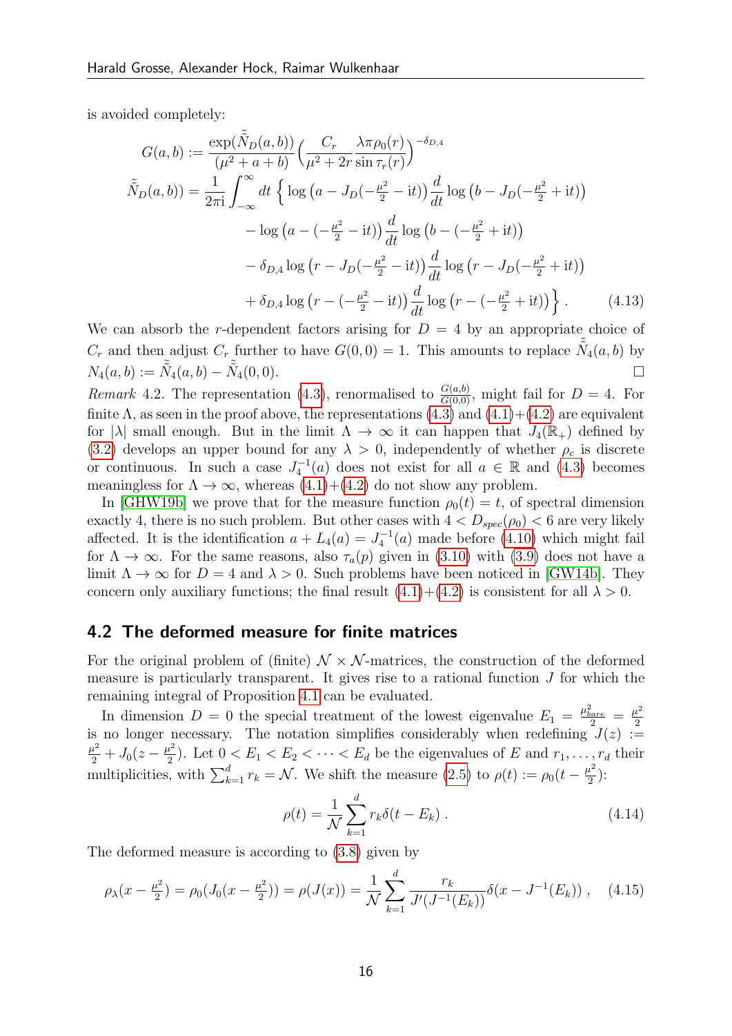is avoided completely:

$$
\begin{aligned}
G(a,b) &:= \frac{\exp(\tilde{\tilde{N}}_D(a,b))}{(\mu^2+a+b)}\Big(\frac{C_r}{\mu^2+2r}\frac{\lambda\pi\rho_0(r)}{\sin\tau_r(r)}\Big)^{-\delta_{D,4}} \\
\tilde{\tilde{N}}_D(a,b)) &= \frac{1}{2\pi\mathrm{i}}\int_{-\infty}^{\infty} dt\, \Big\{ \log\big(a - J_D(-\tfrac{\mu^2}{2}-\mathrm{i}t)\big)\frac{d}{dt}\log\big(b - J_D(-\tfrac{\mu^2}{2}+\mathrm{i}t)\big) \\
&\qquad - \log\big(a - (-\tfrac{\mu^2}{2}-\mathrm{i}t)\big)\frac{d}{dt}\log\big(b - (-\tfrac{\mu^2}{2}+\mathrm{i}t)\big) \\
&\qquad - \delta_{D,4}\log\big(r - J_D(-\tfrac{\mu^2}{2}-\mathrm{i}t)\big)\frac{d}{dt}\log\big(r - J_D(-\tfrac{\mu^2}{2}+\mathrm{i}t)\big) \\
&\qquad + \delta_{D,4}\log\big(r - (-\tfrac{\mu^2}{2}-\mathrm{i}t)\big)\frac{d}{dt}\log\big(r - (-\tfrac{\mu^2}{2}+\mathrm{i}t)\big)\Big\}\,. 
\end{aligned}
\tag{4.13}
$$

We can absorb the $r$-dependent factors arising for $D=4$ by an appropriate choice of $C_r$ and then adjust $C_r$ further to have $G(0,0)=1$. This amounts to replace $\tilde{\tilde{N}}_4(a,b)$ by $N_4(a,b) := \tilde{\tilde{N}}_4(a,b) - \tilde{\tilde{N}}_4(0,0)$. □

*Remark* 4.2. The representation (4.3), renormalised to $\frac{G(a,b)}{G(0,0)}$, might fail for $D=4$. For finite $\Lambda$, as seen in the proof above, the representations (4.3) and (4.1)+(4.2) are equivalent for $|\lambda|$ small enough. But in the limit $\Lambda\to\infty$ it can happen that $J_4(\mathbb{R}_+)$ defined by (3.2) develops an upper bound for any $\lambda>0$, independently of whether $\rho_c$ is discrete or continuous. In such a case $J_4^{-1}(a)$ does not exist for all $a\in\mathbb{R}$ and (4.3) becomes meaningless for $\Lambda\to\infty$, whereas (4.1)+(4.2) do not show any problem.

In [GHW19b] we prove that for the measure function $\rho_0(t)=t$, of spectral dimension exactly 4, there is no such problem. But other cases with $4<D_{spec}(\rho_0)<6$ are very likely affected. It is the identification $a+L_4(a)=J_4^{-1}(a)$ made before (4.10) which might fail for $\Lambda\to\infty$. For the same reasons, also $\tau_a(p)$ given in (3.10) with (3.9) does not have a limit $\Lambda\to\infty$ for $D=4$ and $\lambda>0$. Such problems have been noticed in [GW14b]. They concern only auxiliary functions; the final result (4.1)+(4.2) is consistent for all $\lambda>0$.

## 4.2 The deformed measure for finite matrices

For the original problem of (finite) $\mathcal{N}\times\mathcal{N}$-matrices, the construction of the deformed measure is particularly transparent. It gives rise to a rational function $J$ for which the remaining integral of Proposition 4.1 can be evaluated.

In dimension $D=0$ the special treatment of the lowest eigenvalue $E_1=\frac{\mu^2_{bare}}{2}=\frac{\mu^2}{2}$ is no longer necessary. The notation simplifies considerably when redefining $J(z) := \frac{\mu^2}{2}+J_0(z-\frac{\mu^2}{2})$. Let $0<E_1<E_2<\cdots<E_d$ be the eigenvalues of $E$ and $r_1,\dots,r_d$ their multiplicities, with $\sum_{k=1}^d r_k=\mathcal{N}$. We shift the measure (2.5) to $\rho(t):=\rho_0(t-\frac{\mu^2}{2})$:

$$
\rho(t) = \frac{1}{\mathcal{N}}\sum_{k=1}^d r_k\delta(t-E_k)\,. \tag{4.14}
$$

The deformed measure is according to (3.8) given by

$$
\rho_\lambda(x-\tfrac{\mu^2}{2}) = \rho_0(J_0(x-\tfrac{\mu^2}{2})) = \rho(J(x)) = \frac{1}{\mathcal{N}}\sum_{k=1}^d \frac{r_k}{J'(J^{-1}(E_k))}\delta(x-J^{-1}(E_k))\,, \tag{4.15}
$$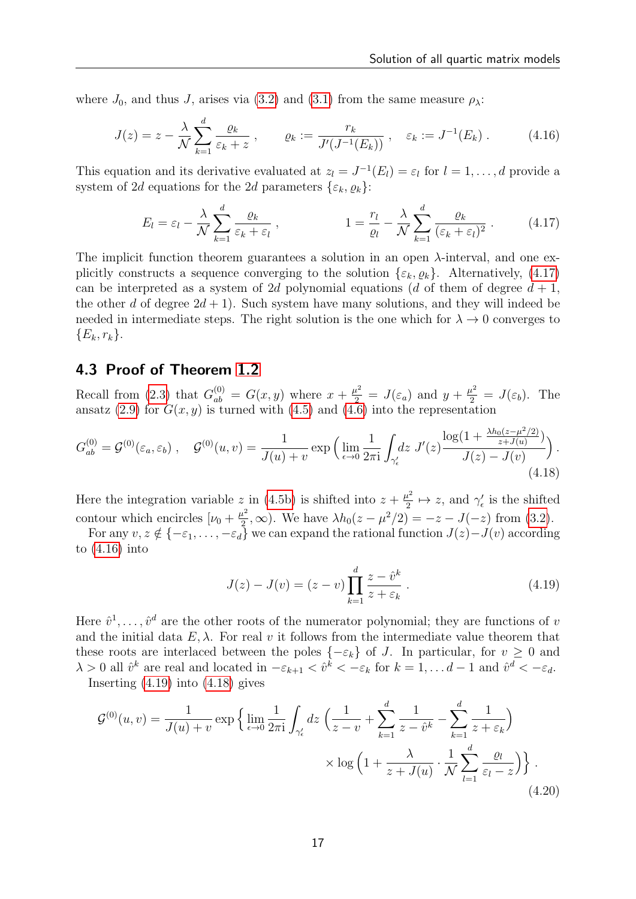where $J_0$, and thus $J$, arises via (3.2) and (3.1) from the same measure $\rho_\lambda$:

$$J(z) = z - \frac{\lambda}{\mathcal{N}} \sum_{k=1}^{d} \frac{\varrho_k}{\varepsilon_k + z}\;, \qquad \varrho_k := \frac{r_k}{J'(J^{-1}(E_k))}\;, \quad \varepsilon_k := J^{-1}(E_k)\;. \tag{4.16}$$

This equation and its derivative evaluated at $z_l = J^{-1}(E_l) = \varepsilon_l$ for $l = 1, \dots, d$ provide a system of $2d$ equations for the $2d$ parameters $\{\varepsilon_k, \varrho_k\}$:

$$E_l = \varepsilon_l - \frac{\lambda}{\mathcal{N}} \sum_{k=1}^{d} \frac{\varrho_k}{\varepsilon_k + \varepsilon_l}\;, \qquad\qquad 1 = \frac{r_l}{\varrho_l} - \frac{\lambda}{\mathcal{N}} \sum_{k=1}^{d} \frac{\varrho_k}{(\varepsilon_k + \varepsilon_l)^2}\;. \tag{4.17}$$

The implicit function theorem guarantees a solution in an open $\lambda$-interval, and one explicitly constructs a sequence converging to the solution $\{\varepsilon_k, \varrho_k\}$. Alternatively, (4.17) can be interpreted as a system of $2d$ polynomial equations ($d$ of them of degree $d+1$, the other $d$ of degree $2d+1$). Such system have many solutions, and they will indeed be needed in intermediate steps. The right solution is the one which for $\lambda \to 0$ converges to $\{E_k, r_k\}$.

## 4.3 Proof of Theorem 1.2

Recall from (2.3) that $G^{(0)}_{ab} = G(x, y)$ where $x + \frac{\mu^2}{2} = J(\varepsilon_a)$ and $y + \frac{\mu^2}{2} = J(\varepsilon_b)$. The ansatz (2.9) for $G(x, y)$ is turned with (4.5) and (4.6) into the representation

$$G^{(0)}_{ab} = \mathcal{G}^{(0)}(\varepsilon_a, \varepsilon_b)\;, \quad \mathcal{G}^{(0)}(u, v) = \frac{1}{J(u) + v} \exp\Big( \lim_{\epsilon \to 0} \frac{1}{2\pi \mathrm{i}} \int_{\gamma'_\epsilon} dz\; J'(z) \frac{\log(1 + \frac{\lambda h_0(z - \mu^2/2)}{z + J(u)})}{J(z) - J(v)} \Big)\;. \tag{4.18}$$

Here the integration variable $z$ in (4.5b) is shifted into $z + \frac{\mu^2}{2} \mapsto z$, and $\gamma'_\epsilon$ is the shifted contour which encircles $[\nu_0 + \frac{\mu^2}{2}, \infty)$. We have $\lambda h_0(z - \mu^2/2) = -z - J(-z)$ from (3.2).

For any $v, z \notin \{-\varepsilon_1, \dots, -\varepsilon_d\}$ we can expand the rational function $J(z) - J(v)$ according to (4.16) into

$$J(z) - J(v) = (z - v) \prod_{k=1}^{d} \frac{z - \hat{v}^k}{z + \varepsilon_k}\;. \tag{4.19}$$

Here $\hat{v}^1, \dots, \hat{v}^d$ are the other roots of the numerator polynomial; they are functions of $v$ and the initial data $E, \lambda$. For real $v$ it follows from the intermediate value theorem that these roots are interlaced between the poles $\{-\varepsilon_k\}$ of $J$. In particular, for $v \geq 0$ and $\lambda > 0$ all $\hat{v}^k$ are real and located in $-\varepsilon_{k+1} < \hat{v}^k < -\varepsilon_k$ for $k = 1, \dots d-1$ and $\hat{v}^d < -\varepsilon_d$.

Inserting (4.19) into (4.18) gives

$$\mathcal{G}^{(0)}(u, v) = \frac{1}{J(u) + v} \exp\Big\{ \lim_{\epsilon \to 0} \frac{1}{2\pi \mathrm{i}} \int_{\gamma'_\epsilon} dz\; \Big( \frac{1}{z - v} + \sum_{k=1}^{d} \frac{1}{z - \hat{v}^k} - \sum_{k=1}^{d} \frac{1}{z + \varepsilon_k} \Big) \times \log\Big(1 + \frac{\lambda}{z + J(u)} \cdot \frac{1}{\mathcal{N}} \sum_{l=1}^{d} \frac{\varrho_l}{\varepsilon_l - z}\Big) \Big\}\;. \tag{4.20}$$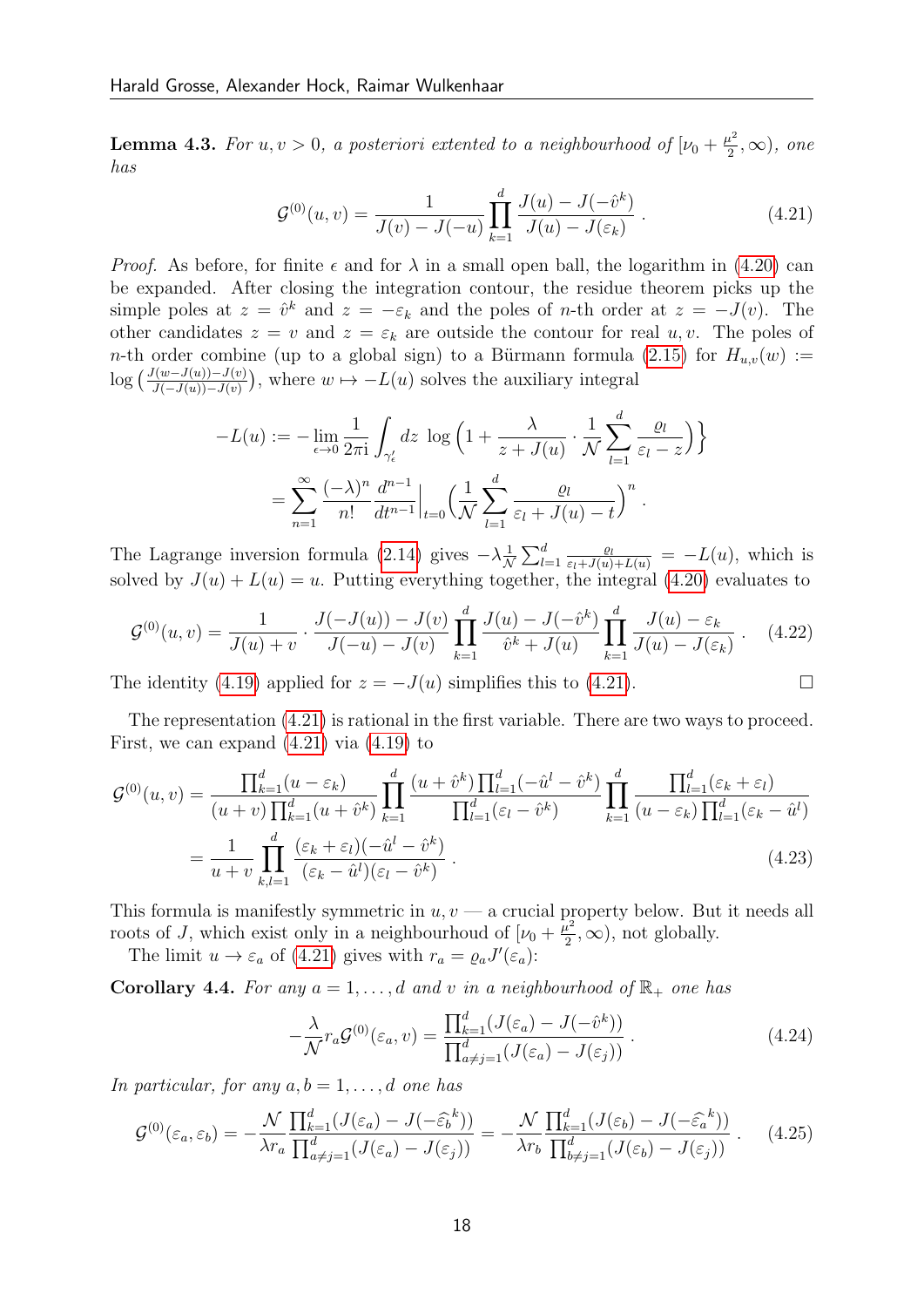**Lemma 4.3.** *For $u,v>0$, a posteriori extented to a neighbourhood of $[\nu_0+\frac{\mu^2}{2},\infty)$, one has*

$$\mathcal{G}^{(0)}(u,v)=\frac{1}{J(v)-J(-u)}\prod_{k=1}^{d}\frac{J(u)-J(-\hat{v}^k)}{J(u)-J(\varepsilon_k)}\,. \tag{4.21}$$

*Proof.* As before, for finite $\epsilon$ and for $\lambda$ in a small open ball, the logarithm in (4.20) can be expanded. After closing the integration contour, the residue theorem picks up the simple poles at $z=\hat{v}^k$ and $z=-\varepsilon_k$ and the poles of $n$-th order at $z=-J(v)$. The other candidates $z=v$ and $z=\varepsilon_k$ are outside the contour for real $u,v$. The poles of $n$-th order combine (up to a global sign) to a Bürmann formula (2.15) for $H_{u,v}(w):=\log\big(\frac{J(w-J(u))-J(v)}{J(-J(u))-J(v)}\big)$, where $w\mapsto -L(u)$ solves the auxiliary integral

$$\begin{aligned}
-L(u)&:=-\lim_{\epsilon\to 0}\frac{1}{2\pi\mathrm{i}}\int_{\gamma'_\epsilon}dz\;\log\Big(1+\frac{\lambda}{z+J(u)}\cdot\frac{1}{\mathcal{N}}\sum_{l=1}^{d}\frac{\varrho_l}{\varepsilon_l-z}\Big)\Big\}\\
&=\sum_{n=1}^{\infty}\frac{(-\lambda)^n}{n!}\frac{d^{n-1}}{dt^{n-1}}\Big|_{t=0}\Big(\frac{1}{\mathcal{N}}\sum_{l=1}^{d}\frac{\varrho_l}{\varepsilon_l+J(u)-t}\Big)^n\,.
\end{aligned}$$

The Lagrange inversion formula (2.14) gives $-\lambda\frac{1}{\mathcal{N}}\sum_{l=1}^{d}\frac{\varrho_l}{\varepsilon_l+J(u)+L(u)}=-L(u)$, which is solved by $J(u)+L(u)=u$. Putting everything together, the integral (4.20) evaluates to

$$\mathcal{G}^{(0)}(u,v)=\frac{1}{J(u)+v}\cdot\frac{J(-J(u))-J(v)}{J(-u)-J(v)}\prod_{k=1}^{d}\frac{J(u)-J(-\hat{v}^k)}{\hat{v}^k+J(u)}\prod_{k=1}^{d}\frac{J(u)-\varepsilon_k}{J(u)-J(\varepsilon_k)}\,. \tag{4.22}$$

The identity (4.19) applied for $z=-J(u)$ simplifies this to (4.21). $\square$

The representation (4.21) is rational in the first variable. There are two ways to proceed. First, we can expand (4.21) via (4.19) to

$$\begin{aligned}
\mathcal{G}^{(0)}(u,v)&=\frac{\prod_{k=1}^{d}(u-\varepsilon_k)}{(u+v)\prod_{k=1}^{d}(u+\hat{v}^k)}\prod_{k=1}^{d}\frac{(u+\hat{v}^k)\prod_{l=1}^{d}(-\hat{u}^l-\hat{v}^k)}{\prod_{l=1}^{d}(\varepsilon_l-\hat{v}^k)}\prod_{k=1}^{d}\frac{\prod_{l=1}^{d}(\varepsilon_k+\varepsilon_l)}{(u-\varepsilon_k)\prod_{l=1}^{d}(\varepsilon_k-\hat{u}^l)}\\
&=\frac{1}{u+v}\prod_{k,l=1}^{d}\frac{(\varepsilon_k+\varepsilon_l)(-\hat{u}^l-\hat{v}^k)}{(\varepsilon_k-\hat{u}^l)(\varepsilon_l-\hat{v}^k)}\,.
\end{aligned} \tag{4.23}$$

This formula is manifestly symmetric in $u,v$ — a crucial property below. But it needs all roots of $J$, which exist only in a neighbourhood of $[\nu_0+\frac{\mu^2}{2},\infty)$, not globally.

The limit $u\to\varepsilon_a$ of (4.21) gives with $r_a=\varrho_a J'(\varepsilon_a)$:

**Corollary 4.4.** *For any $a=1,\dots,d$ and $v$ in a neighbourhood of $\mathbb{R}_+$ one has*

$$-\frac{\lambda}{\mathcal{N}}r_a\mathcal{G}^{(0)}(\varepsilon_a,v)=\frac{\prod_{k=1}^{d}(J(\varepsilon_a)-J(-\hat{v}^k))}{\prod_{a\neq j=1}^{d}(J(\varepsilon_a)-J(\varepsilon_j))}\,. \tag{4.24}$$

*In particular, for any $a,b=1,\dots,d$ one has*

$$\mathcal{G}^{(0)}(\varepsilon_a,\varepsilon_b)=-\frac{\mathcal{N}}{\lambda r_a}\frac{\prod_{k=1}^{d}(J(\varepsilon_a)-J(-\widehat{\varepsilon}_b{}^k))}{\prod_{a\neq j=1}^{d}(J(\varepsilon_a)-J(\varepsilon_j))}=-\frac{\mathcal{N}}{\lambda r_b}\frac{\prod_{k=1}^{d}(J(\varepsilon_b)-J(-\widehat{\varepsilon}_a{}^k))}{\prod_{b\neq j=1}^{d}(J(\varepsilon_b)-J(\varepsilon_j))}\,. \tag{4.25}$$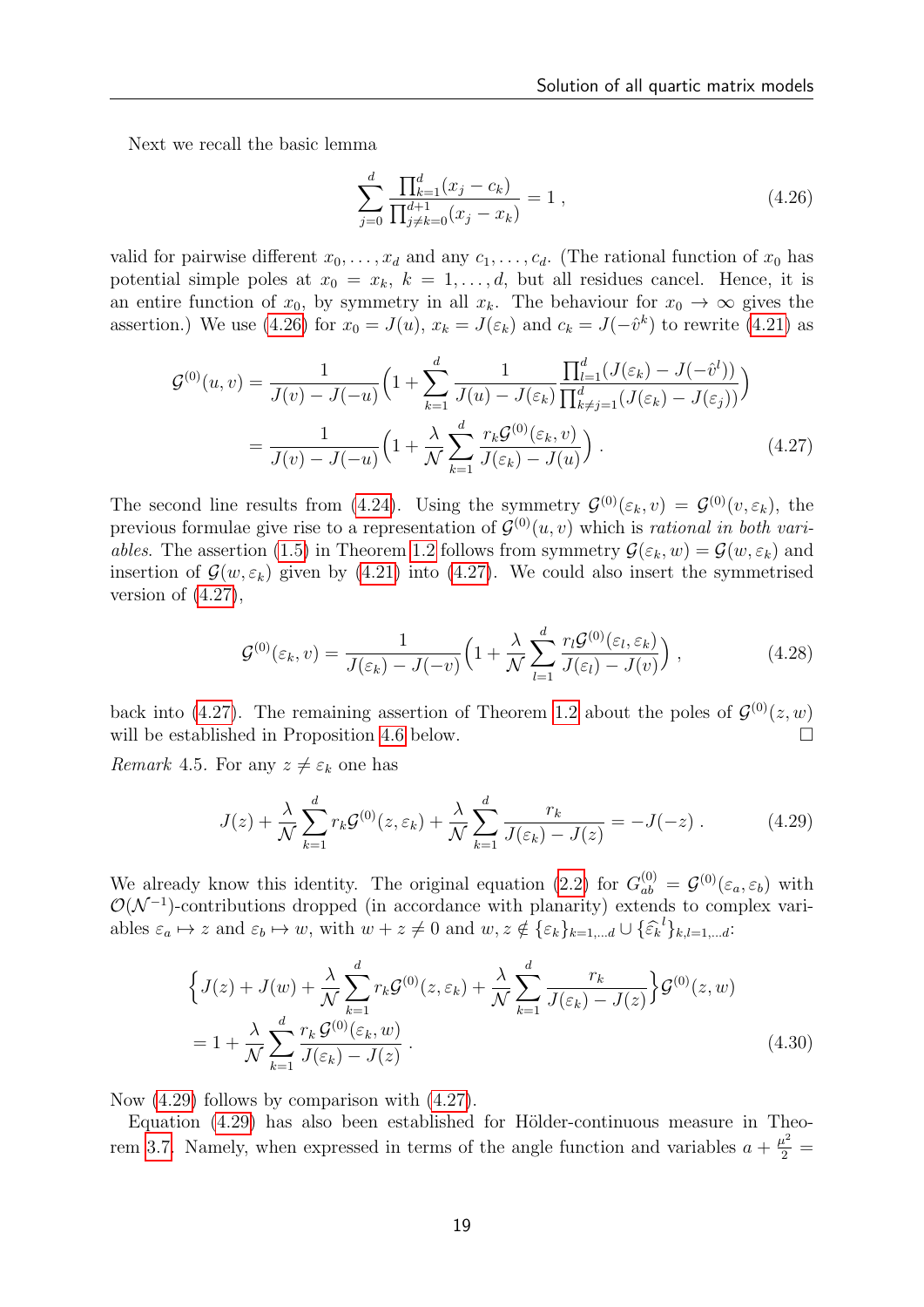Next we recall the basic lemma

$$\sum_{j=0}^{d} \frac{\prod_{k=1}^{d}(x_j - c_k)}{\prod_{j\neq k=0}^{d+1}(x_j - x_k)} = 1 , \tag{4.26}$$

valid for pairwise different $x_0, \dots, x_d$ and any $c_1, \dots, c_d$. (The rational function of $x_0$ has potential simple poles at $x_0 = x_k$, $k = 1, \dots, d$, but all residues cancel. Hence, it is an entire function of $x_0$, by symmetry in all $x_k$. The behaviour for $x_0 \to \infty$ gives the assertion.) We use (4.26) for $x_0 = J(u)$, $x_k = J(\varepsilon_k)$ and $c_k = J(-\hat{v}^k)$ to rewrite (4.21) as

$$\begin{aligned}
\mathcal{G}^{(0)}(u,v) &= \frac{1}{J(v) - J(-u)}\Big(1 + \sum_{k=1}^{d} \frac{1}{J(u) - J(\varepsilon_k)} \frac{\prod_{l=1}^{d}(J(\varepsilon_k) - J(-\hat{v}^l))}{\prod_{k\neq j=1}^{d}(J(\varepsilon_k) - J(\varepsilon_j))}\Big) \\
&= \frac{1}{J(v) - J(-u)}\Big(1 + \frac{\lambda}{\mathcal{N}}\sum_{k=1}^{d} \frac{r_k \mathcal{G}^{(0)}(\varepsilon_k, v)}{J(\varepsilon_k) - J(u)}\Big) .
\end{aligned} \tag{4.27}$$

The second line results from (4.24). Using the symmetry $\mathcal{G}^{(0)}(\varepsilon_k, v) = \mathcal{G}^{(0)}(v, \varepsilon_k)$, the previous formulae give rise to a representation of $\mathcal{G}^{(0)}(u,v)$ which is *rational in both variables*. The assertion (1.5) in Theorem 1.2 follows from symmetry $\mathcal{G}(\varepsilon_k, w) = \mathcal{G}(w, \varepsilon_k)$ and insertion of $\mathcal{G}(w, \varepsilon_k)$ given by (4.21) into (4.27). We could also insert the symmetrised version of (4.27),

$$\mathcal{G}^{(0)}(\varepsilon_k, v) = \frac{1}{J(\varepsilon_k) - J(-v)}\Big(1 + \frac{\lambda}{\mathcal{N}}\sum_{l=1}^{d} \frac{r_l \mathcal{G}^{(0)}(\varepsilon_l, \varepsilon_k)}{J(\varepsilon_l) - J(v)}\Big) , \tag{4.28}$$

back into (4.27). The remaining assertion of Theorem 1.2 about the poles of $\mathcal{G}^{(0)}(z,w)$ will be established in Proposition 4.6 below. □

*Remark* 4.5. For any $z \neq \varepsilon_k$ one has

$$J(z) + \frac{\lambda}{\mathcal{N}}\sum_{k=1}^{d} r_k \mathcal{G}^{(0)}(z, \varepsilon_k) + \frac{\lambda}{\mathcal{N}}\sum_{k=1}^{d} \frac{r_k}{J(\varepsilon_k) - J(z)} = -J(-z) . \tag{4.29}$$

We already know this identity. The original equation (2.2) for $G^{(0)}_{ab} = \mathcal{G}^{(0)}(\varepsilon_a, \varepsilon_b)$ with $\mathcal{O}(\mathcal{N}^{-1})$-contributions dropped (in accordance with planarity) extends to complex variables $\varepsilon_a \mapsto z$ and $\varepsilon_b \mapsto w$, with $w + z \neq 0$ and $w, z \notin \{\varepsilon_k\}_{k=1,\dots d} \cup \{\widehat{\varepsilon}_k{}^l\}_{k,l=1,\dots d}$:

$$\begin{aligned}
&\Big\{J(z) + J(w) + \frac{\lambda}{\mathcal{N}}\sum_{k=1}^{d} r_k \mathcal{G}^{(0)}(z, \varepsilon_k) + \frac{\lambda}{\mathcal{N}}\sum_{k=1}^{d} \frac{r_k}{J(\varepsilon_k) - J(z)}\Big\}\mathcal{G}^{(0)}(z,w) \\
&= 1 + \frac{\lambda}{\mathcal{N}}\sum_{k=1}^{d} \frac{r_k\, \mathcal{G}^{(0)}(\varepsilon_k, w)}{J(\varepsilon_k) - J(z)} .
\end{aligned} \tag{4.30}$$

Now (4.29) follows by comparison with (4.27).

Equation (4.29) has also been established for Hölder-continuous measure in Theorem 3.7. Namely, when expressed in terms of the angle function and variables $a + \frac{\mu^2}{2} =$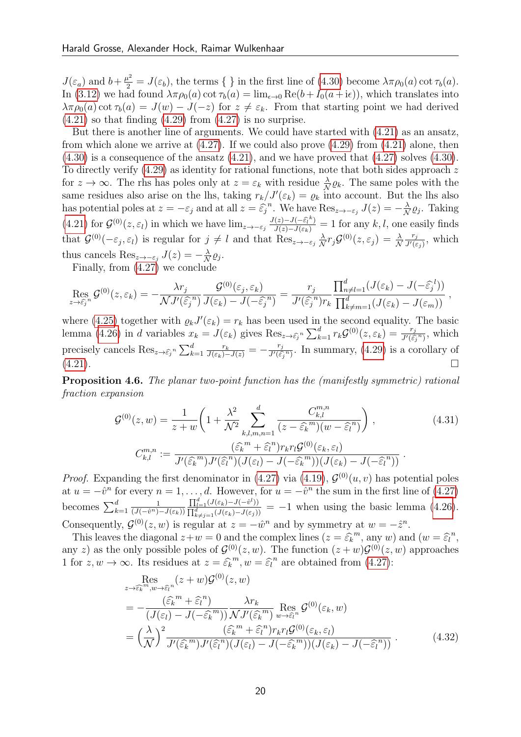$J(\varepsilon_a)$ and $b+\frac{\mu^2}{2} = J(\varepsilon_b)$, the terms { } in the first line of (4.30) become $\lambda\pi\rho_0(a)\cot\tau_b(a)$. In (3.12) we had found $\lambda\pi\rho_0(a)\cot\tau_b(a) = \lim_{\epsilon\to 0}\mathrm{Re}(b+I_0(a+\mathrm{i}\epsilon))$, which translates into $\lambda\pi\rho_0(a)\cot\tau_b(a) = J(w)-J(-z)$ for $z\neq\varepsilon_k$. From that starting point we had derived (4.21) so that finding (4.29) from (4.27) is no surprise.

But there is another line of arguments. We could have started with (4.21) as an ansatz, from which alone we arrive at (4.27). If we could also prove (4.29) from (4.21) alone, then (4.30) is a consequence of the ansatz (4.21), and we have proved that (4.27) solves (4.30). To directly verify (4.29) as identity for rational functions, note that both sides approach $z$ for $z\to\infty$. The rhs has poles only at $z=\varepsilon_k$ with residue $\frac{\lambda}{\mathcal{N}}\varrho_k$. The same poles with the same residues also arise on the lhs, taking $r_k/J'(\varepsilon_k)=\varrho_k$ into account. But the lhs also has potential poles at $z=-\varepsilon_j$ and at all $z=\widehat{\varepsilon}_j^{\,n}$. We have $\mathrm{Res}_{z\to-\varepsilon_j}J(z) = -\frac{\lambda}{\mathcal{N}}\varrho_j$. Taking (4.21) for $\mathcal{G}^{(0)}(z,\varepsilon_l)$ in which we have $\lim_{z\to-\varepsilon_j}\frac{J(z)-J(-\widehat{\varepsilon}_l^{\,k})}{J(z)-J(\varepsilon_k)} = 1$ for any $k,l$, one easily finds that $\mathcal{G}^{(0)}(-\varepsilon_j,\varepsilon_l)$ is regular for $j\neq l$ and that $\mathrm{Res}_{z\to-\varepsilon_j}\frac{\lambda}{\mathcal{N}}r_j\mathcal{G}^{(0)}(z,\varepsilon_j) = \frac{\lambda}{\mathcal{N}}\frac{r_j}{J'(\varepsilon_j)}$, which thus cancels $\mathrm{Res}_{z\to-\varepsilon_j}J(z) = -\frac{\lambda}{\mathcal{N}}\varrho_j$.

Finally, from (4.27) we conclude

$$\operatorname*{Res}_{z\to\widehat{\varepsilon}_j^{\,n}}\mathcal{G}^{(0)}(z,\varepsilon_k) = -\frac{\lambda r_j}{\mathcal{N}J'(\widehat{\varepsilon}_j^{\,n})}\frac{\mathcal{G}^{(0)}(\varepsilon_j,\varepsilon_k)}{J(\varepsilon_k)-J(-\widehat{\varepsilon}_j^{\,n})} = \frac{r_j}{J'(\widehat{\varepsilon}_j^{\,n})r_k}\frac{\prod_{n\neq l=1}^d(J(\varepsilon_k)-J(-\widehat{\varepsilon}_j^{\,l}))}{\prod_{k\neq m=1}^d(J(\varepsilon_k)-J(\varepsilon_m))}\;,$$

where (4.25) together with $\varrho_k J'(\varepsilon_k)=r_k$ has been used in the second equality. The basic lemma (4.26) in $d$ variables $x_k=J(\varepsilon_k)$ gives $\mathrm{Res}_{z\to\widehat{\varepsilon}_j^{\,n}}\sum_{k=1}^d r_k\mathcal{G}^{(0)}(z,\varepsilon_k) = \frac{r_j}{J'(\widehat{\varepsilon}_j^{\,n})}$, which precisely cancels $\mathrm{Res}_{z\to\widehat{\varepsilon}_j^{\,n}}\sum_{k=1}^d\frac{r_k}{J(\varepsilon_k)-J(z)} = -\frac{r_j}{J'(\widehat{\varepsilon}_j^{\,n})}$. In summary, (4.29) is a corollary of (4.21). □

**Proposition 4.6.** *The planar two-point function has the (manifestly symmetric) rational fraction expansion*

$$\mathcal{G}^{(0)}(z,w) = \frac{1}{z+w}\bigg(1+\frac{\lambda^2}{\mathcal{N}^2}\sum_{k,l,m,n=1}^d\frac{C_{k,l}^{m,n}}{(z-\widehat{\varepsilon}_k^{\,m})(w-\widehat{\varepsilon}_l^{\,n})}\bigg)\;, \tag{4.31}$$
$$C_{k,l}^{m,n} := \frac{(\widehat{\varepsilon}_k^{\,m}+\widehat{\varepsilon}_l^{\,n})r_kr_l\mathcal{G}^{(0)}(\varepsilon_k,\varepsilon_l)}{J'(\widehat{\varepsilon}_k^{\,m})J'(\widehat{\varepsilon}_l^{\,n})(J(\varepsilon_l)-J(-\widehat{\varepsilon}_k^{\,m}))(J(\varepsilon_k)-J(-\widehat{\varepsilon}_l^{\,n}))}\;.$$

*Proof.* Expanding the first denominator in (4.27) via (4.19), $\mathcal{G}^{(0)}(u,v)$ has potential poles at $u=-\hat{v}^n$ for every $n=1,\dots,d$. However, for $u=-\hat{v}^n$ the sum in the first line of (4.27) becomes $\sum_{k=1}^d\frac{1}{(J(-\hat{v}^n)-J(\varepsilon_k))}\frac{\prod_{l=1}^d(J(\varepsilon_k)-J(-\hat{v}^l))}{\prod_{k\neq j=1}^d(J(\varepsilon_k)-J(\varepsilon_j))} = -1$ when using the basic lemma (4.26). Consequently, $\mathcal{G}^{(0)}(z,w)$ is regular at $z=-\hat{w}^n$ and by symmetry at $w=-\hat{z}^n$.

This leaves the diagonal $z+w=0$ and the complex lines ($z=\widehat{\varepsilon}_k^{\,m}$, any $w$) and ($w=\widehat{\varepsilon}_l^{\,n}$, any $z$) as the only possible poles of $\mathcal{G}^{(0)}(z,w)$. The function $(z+w)\mathcal{G}^{(0)}(z,w)$ approaches 1 for $z,w\to\infty$. Its residues at $z=\widehat{\varepsilon}_k^{\,m}, w=\widehat{\varepsilon}_l^{\,n}$ are obtained from (4.27):

$$\begin{aligned}
&\operatorname*{Res}_{z\to\widehat{\varepsilon}_k^{\,m},w\to\widehat{\varepsilon}_l^{\,n}}(z+w)\mathcal{G}^{(0)}(z,w)\\
&= -\frac{(\widehat{\varepsilon}_k^{\,m}+\widehat{\varepsilon}_l^{\,n})}{(J(\varepsilon_l)-J(-\widehat{\varepsilon}_k^{\,m}))}\frac{\lambda r_k}{\mathcal{N}J'(\widehat{\varepsilon}_k^{\,m})}\operatorname*{Res}_{w\to\widehat{\varepsilon}_l^{\,n}}\mathcal{G}^{(0)}(\varepsilon_k,w)\\
&= \Big(\frac{\lambda}{\mathcal{N}}\Big)^2\frac{(\widehat{\varepsilon}_k^{\,m}+\widehat{\varepsilon}_l^{\,n})r_kr_l\mathcal{G}^{(0)}(\varepsilon_k,\varepsilon_l)}{J'(\widehat{\varepsilon}_k^{\,m})J'(\widehat{\varepsilon}_l^{\,n})(J(\varepsilon_l)-J(-\widehat{\varepsilon}_k^{\,m}))(J(\varepsilon_k)-J(-\widehat{\varepsilon}_l^{\,n}))}\;.
\end{aligned} \tag{4.32}$$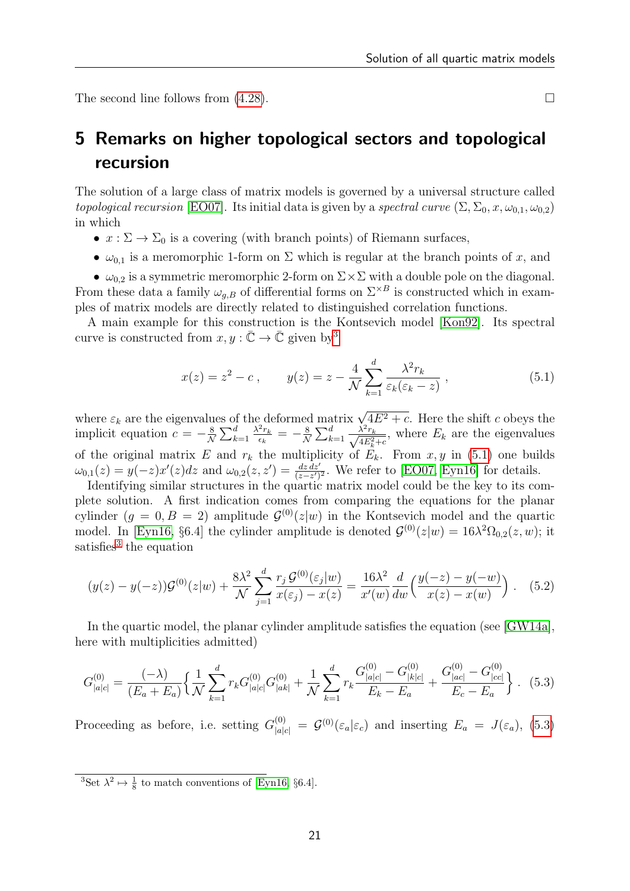The second line follows from (4.28). □

# 5 Remarks on higher topological sectors and topological recursion

The solution of a large class of matrix models is governed by a universal structure called *topological recursion* [EO07]. Its initial data is given by a *spectral curve* $(\Sigma, \Sigma_0, x, \omega_{0,1}, \omega_{0,2})$ in which

- $x : \Sigma \to \Sigma_0$ is a covering (with branch points) of Riemann surfaces,
- $\omega_{0,1}$ is a meromorphic 1-form on $\Sigma$ which is regular at the branch points of $x$, and
- $\omega_{0,2}$ is a symmetric meromorphic 2-form on $\Sigma \times \Sigma$ with a double pole on the diagonal.

From these data a family $\omega_{g,B}$ of differential forms on $\Sigma^{\times B}$ is constructed which in examples of matrix models are directly related to distinguished correlation functions.

A main example for this construction is the Kontsevich model [Kon92]. Its spectral curve is constructed from $x, y : \bar{\mathbb{C}} \to \bar{\mathbb{C}}$ given by[3]

$$x(z) = z^2 - c \,, \qquad y(z) = z - \frac{4}{\mathcal{N}} \sum_{k=1}^{d} \frac{\lambda^2 r_k}{\varepsilon_k(\varepsilon_k - z)} \,, \tag{5.1}$$

where $\varepsilon_k$ are the eigenvalues of the deformed matrix $\sqrt{4E^2 + c}$. Here the shift $c$ obeys the implicit equation $c = -\frac{8}{\mathcal{N}} \sum_{k=1}^{d} \frac{\lambda^2 r_k}{\epsilon_k} = -\frac{8}{\mathcal{N}} \sum_{k=1}^{d} \frac{\lambda^2 r_k}{\sqrt{4E_k^2 + c}}$, where $E_k$ are the eigenvalues of the original matrix $E$ and $r_k$ the multiplicity of $E_k$. From $x, y$ in (5.1) one builds $\omega_{0,1}(z) = y(-z)x'(z)dz$ and $\omega_{0,2}(z, z') = \frac{dz\, dz'}{(z-z')^2}$. We refer to [EO07, Eyn16] for details.

Identifying similar structures in the quartic matrix model could be the key to its complete solution. A first indication comes from comparing the equations for the planar cylinder ($g = 0, B = 2$) amplitude $\mathcal{G}^{(0)}(z|w)$ in the Kontsevich model and the quartic model. In [Eyn16, §6.4] the cylinder amplitude is denoted $\mathcal{G}^{(0)}(z|w) = 16\lambda^2 \Omega_{0,2}(z, w)$; it satisfies[3] the equation

$$(y(z) - y(-z))\mathcal{G}^{(0)}(z|w) + \frac{8\lambda^2}{\mathcal{N}} \sum_{j=1}^{d} \frac{r_j\, \mathcal{G}^{(0)}(\varepsilon_j|w)}{x(\varepsilon_j) - x(z)} = \frac{16\lambda^2}{x'(w)} \frac{d}{dw}\Big(\frac{y(-z) - y(-w)}{x(z) - x(w)}\Big) \,. \tag{5.2}$$

In the quartic model, the planar cylinder amplitude satisfies the equation (see [GW14a], here with multiplicities admitted)

$$G^{(0)}_{|a|c|} = \frac{(-\lambda)}{(E_a + E_a)} \Big\{ \frac{1}{\mathcal{N}} \sum_{k=1}^{d} r_k G^{(0)}_{|a|c|} G^{(0)}_{|ak|} + \frac{1}{\mathcal{N}} \sum_{k=1}^{d} r_k \frac{G^{(0)}_{|a|c|} - G^{(0)}_{|k|c|}}{E_k - E_a} + \frac{G^{(0)}_{|ac|} - G^{(0)}_{|cc|}}{E_c - E_a} \Big\} \,. \tag{5.3}$$

Proceeding as before, i.e. setting $G^{(0)}_{|a|c|} = \mathcal{G}^{(0)}(\varepsilon_a|\varepsilon_c)$ and inserting $E_a = J(\varepsilon_a)$, (5.3)

[3] Set $\lambda^2 \mapsto \frac{1}{8}$ to match conventions of [Eyn16, §6.4].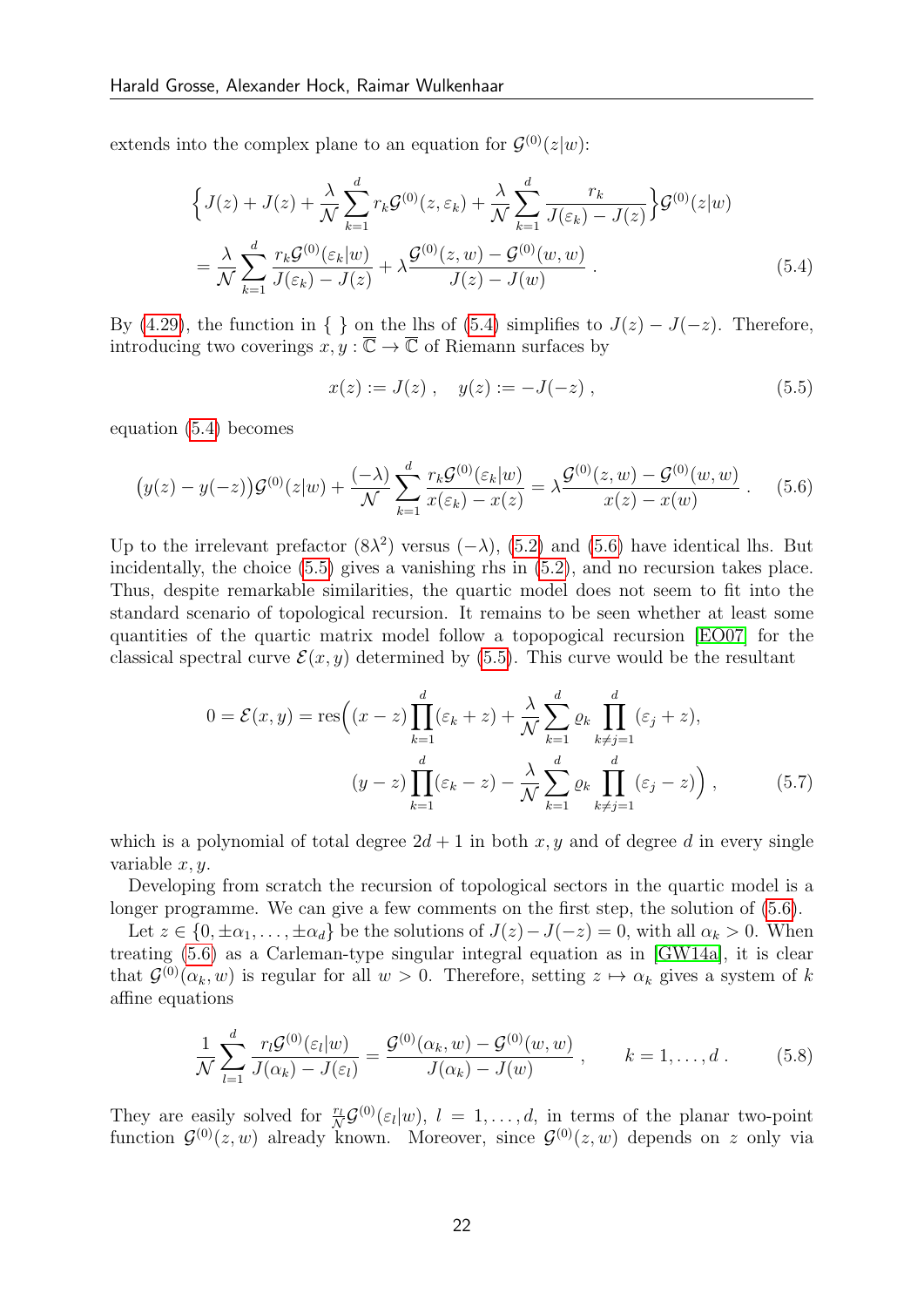extends into the complex plane to an equation for $\mathcal{G}^{(0)}(z|w)$:

$$
\begin{aligned}
&\Big\{J(z)+J(z)+\frac{\lambda}{\mathcal{N}}\sum_{k=1}^{d} r_k \mathcal{G}^{(0)}(z,\varepsilon_k)+\frac{\lambda}{\mathcal{N}}\sum_{k=1}^{d}\frac{r_k}{J(\varepsilon_k)-J(z)}\Big\}\mathcal{G}^{(0)}(z|w)\\
&=\frac{\lambda}{\mathcal{N}}\sum_{k=1}^{d}\frac{r_k\mathcal{G}^{(0)}(\varepsilon_k|w)}{J(\varepsilon_k)-J(z)}+\lambda\frac{\mathcal{G}^{(0)}(z,w)-\mathcal{G}^{(0)}(w,w)}{J(z)-J(w)}\,. \qquad (5.4)
\end{aligned}
$$

By (4.29), the function in { } on the lhs of (5.4) simplifies to $J(z)-J(-z)$. Therefore, introducing two coverings $x,y:\overline{\mathbb{C}}\to\overline{\mathbb{C}}$ of Riemann surfaces by

$$
x(z):=J(z)\,,\quad y(z):=-J(-z)\,, \qquad (5.5)
$$

equation (5.4) becomes

$$
\big(y(z)-y(-z)\big)\mathcal{G}^{(0)}(z|w)+\frac{(-\lambda)}{\mathcal{N}}\sum_{k=1}^{d}\frac{r_k\mathcal{G}^{(0)}(\varepsilon_k|w)}{x(\varepsilon_k)-x(z)}=\lambda\frac{\mathcal{G}^{(0)}(z,w)-\mathcal{G}^{(0)}(w,w)}{x(z)-x(w)}\,. \qquad (5.6)
$$

Up to the irrelevant prefactor $(8\lambda^2)$ versus $(-\lambda)$, (5.2) and (5.6) have identical lhs. But incidentally, the choice (5.5) gives a vanishing rhs in (5.2), and no recursion takes place. Thus, despite remarkable similarities, the quartic model does not seem to fit into the standard scenario of topological recursion. It remains to be seen whether at least some quantities of the quartic matrix model follow a topopogical recursion [EO07] for the classical spectral curve $\mathcal{E}(x,y)$ determined by (5.5). This curve would be the resultant

$$
\begin{aligned}
0=\mathcal{E}(x,y)=\mathrm{res}\Big(&(x-z)\prod_{k=1}^{d}(\varepsilon_k+z)+\frac{\lambda}{\mathcal{N}}\sum_{k=1}^{d}\varrho_k\prod_{k\neq j=1}^{d}(\varepsilon_j+z),\\
&(y-z)\prod_{k=1}^{d}(\varepsilon_k-z)-\frac{\lambda}{\mathcal{N}}\sum_{k=1}^{d}\varrho_k\prod_{k\neq j=1}^{d}(\varepsilon_j-z)\Big)\,, \qquad (5.7)
\end{aligned}
$$

which is a polynomial of total degree $2d+1$ in both $x,y$ and of degree $d$ in every single variable $x,y$.

Developing from scratch the recursion of topological sectors in the quartic model is a longer programme. We can give a few comments on the first step, the solution of (5.6).

Let $z\in\{0,\pm\alpha_1,\dots,\pm\alpha_d\}$ be the solutions of $J(z)-J(-z)=0$, with all $\alpha_k>0$. When treating (5.6) as a Carleman-type singular integral equation as in [GW14a], it is clear that $\mathcal{G}^{(0)}(\alpha_k,w)$ is regular for all $w>0$. Therefore, setting $z\mapsto\alpha_k$ gives a system of $k$ affine equations

$$
\frac{1}{\mathcal{N}}\sum_{l=1}^{d}\frac{r_l\mathcal{G}^{(0)}(\varepsilon_l|w)}{J(\alpha_k)-J(\varepsilon_l)}=\frac{\mathcal{G}^{(0)}(\alpha_k,w)-\mathcal{G}^{(0)}(w,w)}{J(\alpha_k)-J(w)}\,,\qquad k=1,\dots,d\,. \qquad (5.8)
$$

They are easily solved for $\frac{r_l}{\mathcal{N}}\mathcal{G}^{(0)}(\varepsilon_l|w)$, $l=1,\dots,d$, in terms of the planar two-point function $\mathcal{G}^{(0)}(z,w)$ already known. Moreover, since $\mathcal{G}^{(0)}(z,w)$ depends on $z$ only via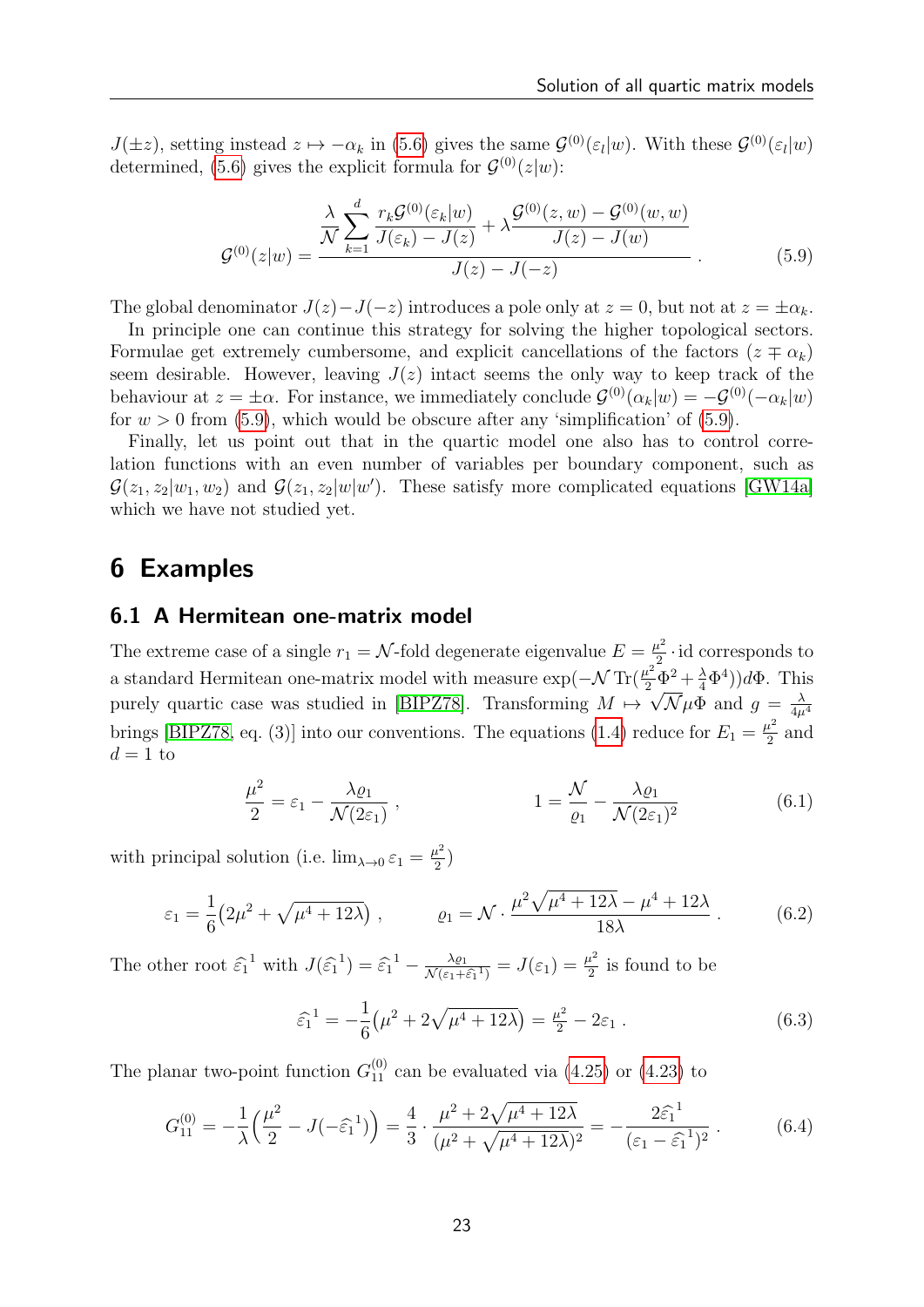$J(\pm z)$, setting instead $z \mapsto -\alpha_k$ in (5.6) gives the same $\mathcal{G}^{(0)}(\varepsilon_l|w)$. With these $\mathcal{G}^{(0)}(\varepsilon_l|w)$ determined, (5.6) gives the explicit formula for $\mathcal{G}^{(0)}(z|w)$:

$$
\mathcal{G}^{(0)}(z|w) = \frac{\dfrac{\lambda}{\mathcal{N}}\displaystyle\sum_{k=1}^{d} \frac{r_k \mathcal{G}^{(0)}(\varepsilon_k|w)}{J(\varepsilon_k) - J(z)} + \lambda \frac{\mathcal{G}^{(0)}(z,w) - \mathcal{G}^{(0)}(w,w)}{J(z) - J(w)}}{J(z) - J(-z)} . \tag{5.9}
$$

The global denominator $J(z) - J(-z)$ introduces a pole only at $z = 0$, but not at $z = \pm\alpha_k$.

In principle one can continue this strategy for solving the higher topological sectors. Formulae get extremely cumbersome, and explicit cancellations of the factors $(z \mp \alpha_k)$ seem desirable. However, leaving $J(z)$ intact seems the only way to keep track of the behaviour at $z = \pm\alpha$. For instance, we immediately conclude $\mathcal{G}^{(0)}(\alpha_k|w) = -\mathcal{G}^{(0)}(-\alpha_k|w)$ for $w > 0$ from (5.9), which would be obscure after any 'simplification' of (5.9).

Finally, let us point out that in the quartic model one also has to control correlation functions with an even number of variables per boundary component, such as $\mathcal{G}(z_1, z_2|w_1, w_2)$ and $\mathcal{G}(z_1, z_2|w|w')$. These satisfy more complicated equations [GW14a] which we have not studied yet.

# 6 Examples

## 6.1 A Hermitean one-matrix model

The extreme case of a single $r_1 = \mathcal{N}$-fold degenerate eigenvalue $E = \frac{\mu^2}{2} \cdot \mathrm{id}$ corresponds to a standard Hermitean one-matrix model with measure $\exp(-\mathcal{N}\,\mathrm{Tr}(\frac{\mu^2}{2}\Phi^2 + \frac{\lambda}{4}\Phi^4))d\Phi$. This purely quartic case was studied in [BIPZ78]. Transforming $M \mapsto \sqrt{\mathcal{N}}\mu\Phi$ and $g = \frac{\lambda}{4\mu^4}$ brings [BIPZ78, eq. (3)] into our conventions. The equations (1.4) reduce for $E_1 = \frac{\mu^2}{2}$ and $d = 1$ to

$$
\frac{\mu^2}{2} = \varepsilon_1 - \frac{\lambda \varrho_1}{\mathcal{N}(2\varepsilon_1)} , \qquad\qquad 1 = \frac{\mathcal{N}}{\varrho_1} - \frac{\lambda \varrho_1}{\mathcal{N}(2\varepsilon_1)^2} \tag{6.1}
$$

with principal solution (i.e. $\lim_{\lambda \to 0} \varepsilon_1 = \frac{\mu^2}{2}$)

$$
\varepsilon_1 = \frac{1}{6}\big(2\mu^2 + \sqrt{\mu^4 + 12\lambda}\big) , \qquad \varrho_1 = \mathcal{N} \cdot \frac{\mu^2\sqrt{\mu^4 + 12\lambda} - \mu^4 + 12\lambda}{18\lambda} . \tag{6.2}
$$

The other root $\widehat{\varepsilon}_1^{\,1}$ with $J(\widehat{\varepsilon}_1^{\,1}) = \widehat{\varepsilon}_1^{\,1} - \frac{\lambda \varrho_1}{\mathcal{N}(\varepsilon_1 + \widehat{\varepsilon}_1^{\,1})} = J(\varepsilon_1) = \frac{\mu^2}{2}$ is found to be

$$
\widehat{\varepsilon}_1^{\,1} = -\frac{1}{6}\big(\mu^2 + 2\sqrt{\mu^4 + 12\lambda}\big) = \tfrac{\mu^2}{2} - 2\varepsilon_1 . \tag{6.3}
$$

The planar two-point function $G_{11}^{(0)}$ can be evaluated via (4.25) or (4.23) to

$$
G_{11}^{(0)} = -\frac{1}{\lambda}\Big(\frac{\mu^2}{2} - J(-\widehat{\varepsilon}_1^{\,1})\Big) = \frac{4}{3} \cdot \frac{\mu^2 + 2\sqrt{\mu^4 + 12\lambda}}{(\mu^2 + \sqrt{\mu^4 + 12\lambda})^2} = -\frac{2\widehat{\varepsilon}_1^{\,1}}{(\varepsilon_1 - \widehat{\varepsilon}_1^{\,1})^2} . \tag{6.4}
$$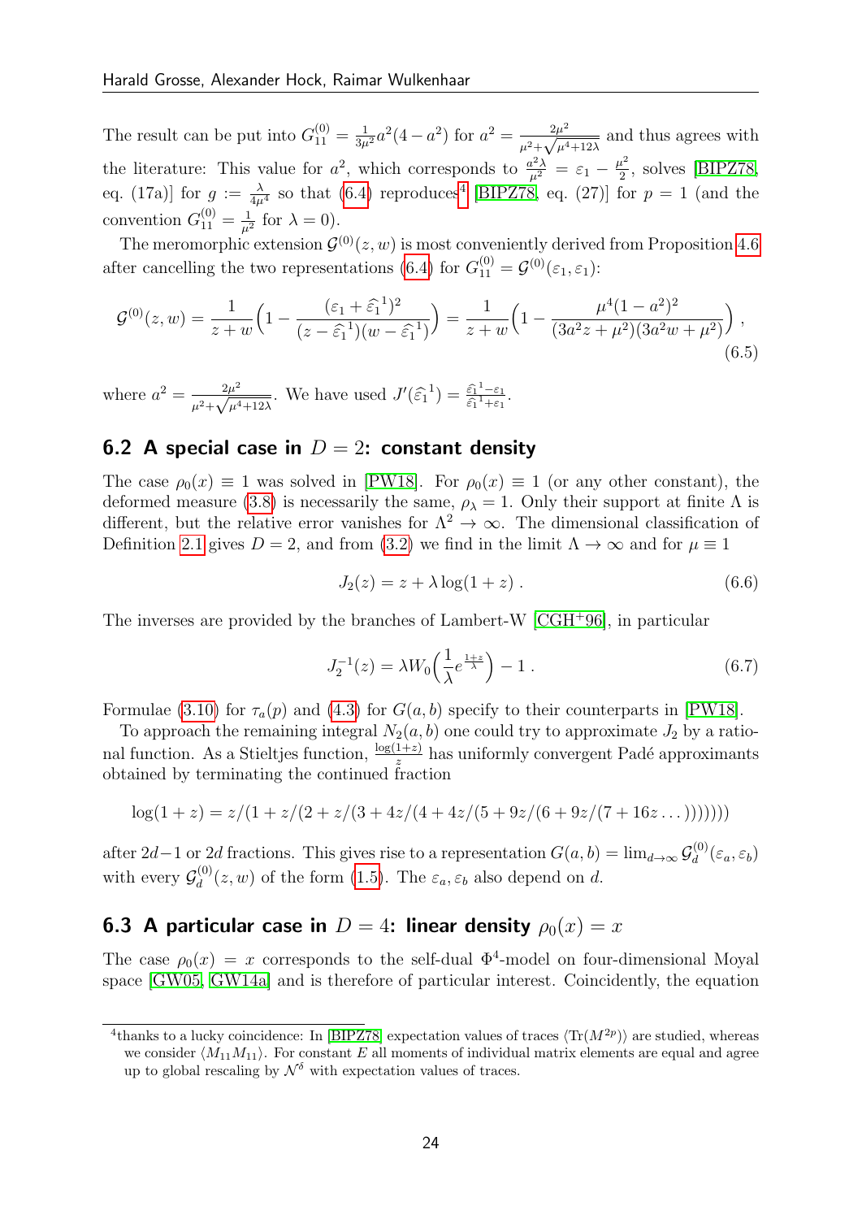The result can be put into $G^{(0)}_{11} = \frac{1}{3\mu^2}a^2(4-a^2)$ for $a^2 = \frac{2\mu^2}{\mu^2+\sqrt{\mu^4+12\lambda}}$ and thus agrees with the literature: This value for $a^2$, which corresponds to $\frac{a^2\lambda}{\mu^2} = \varepsilon_1 - \frac{\mu^2}{2}$, solves [BIPZ78, eq. (17a)] for $g := \frac{\lambda}{4\mu^4}$ so that (6.4) reproduces[4] [BIPZ78, eq. (27)] for $p=1$ (and the convention $G^{(0)}_{11} = \frac{1}{\mu^2}$ for $\lambda = 0$).

The meromorphic extension $\mathcal{G}^{(0)}(z,w)$ is most conveniently derived from Proposition 4.6 after cancelling the two representations (6.4) for $G^{(0)}_{11} = \mathcal{G}^{(0)}(\varepsilon_1, \varepsilon_1)$:

$$
\mathcal{G}^{(0)}(z,w) = \frac{1}{z+w}\Big(1 - \frac{(\varepsilon_1 + \widehat{\varepsilon}_1^{\,1})^2}{(z-\widehat{\varepsilon}_1^{\,1})(w-\widehat{\varepsilon}_1^{\,1})}\Big) = \frac{1}{z+w}\Big(1 - \frac{\mu^4(1-a^2)^2}{(3a^2z+\mu^2)(3a^2w+\mu^2)}\Big)\,, \tag{6.5}
$$

where $a^2 = \frac{2\mu^2}{\mu^2+\sqrt{\mu^4+12\lambda}}$. We have used $J'(\widehat{\varepsilon}_1^{\,1}) = \frac{\widehat{\varepsilon}_1^{\,1}-\varepsilon_1}{\widehat{\varepsilon}_1^{\,1}+\varepsilon_1}$.

## 6.2 A special case in $D=2$: constant density

The case $\rho_0(x) \equiv 1$ was solved in [PW18]. For $\rho_0(x) \equiv 1$ (or any other constant), the deformed measure (3.8) is necessarily the same, $\rho_\lambda = 1$. Only their support at finite $\Lambda$ is different, but the relative error vanishes for $\Lambda^2 \to \infty$. The dimensional classification of Definition 2.1 gives $D=2$, and from (3.2) we find in the limit $\Lambda \to \infty$ and for $\mu \equiv 1$

$$
J_2(z) = z + \lambda \log(1+z)\,. \tag{6.6}
$$

The inverses are provided by the branches of Lambert-W [CGH+96], in particular

$$
J_2^{-1}(z) = \lambda W_0\Big(\frac{1}{\lambda}e^{\frac{1+z}{\lambda}}\Big) - 1\,. \tag{6.7}
$$

Formulae (3.10) for $\tau_a(p)$ and (4.3) for $G(a,b)$ specify to their counterparts in [PW18].

To approach the remaining integral $N_2(a,b)$ one could try to approximate $J_2$ by a rational function. As a Stieltjes function, $\frac{\log(1+z)}{z}$ has uniformly convergent Padé approximants obtained by terminating the continued fraction

$$
\log(1+z) = z/(1+z/(2+z/(3+4z/(4+4z/(5+9z/(6+9z/(7+16z\ldots)))))))
$$

after $2d-1$ or $2d$ fractions. This gives rise to a representation $G(a,b) = \lim_{d\to\infty}\mathcal{G}^{(0)}_d(\varepsilon_a,\varepsilon_b)$ with every $\mathcal{G}^{(0)}_d(z,w)$ of the form (1.5). The $\varepsilon_a, \varepsilon_b$ also depend on $d$.

## 6.3 A particular case in $D=4$: linear density $\rho_0(x) = x$

The case $\rho_0(x) = x$ corresponds to the self-dual $\Phi^4$-model on four-dimensional Moyal space [GW05, GW14a] and is therefore of particular interest. Coincidently, the equation

[4] thanks to a lucky coincidence: In [BIPZ78] expectation values of traces $\langle \mathrm{Tr}(M^{2p})\rangle$ are studied, whereas we consider $\langle M_{11}M_{11}\rangle$. For constant $E$ all moments of individual matrix elements are equal and agree up to global rescaling by $\mathcal{N}^\delta$ with expectation values of traces.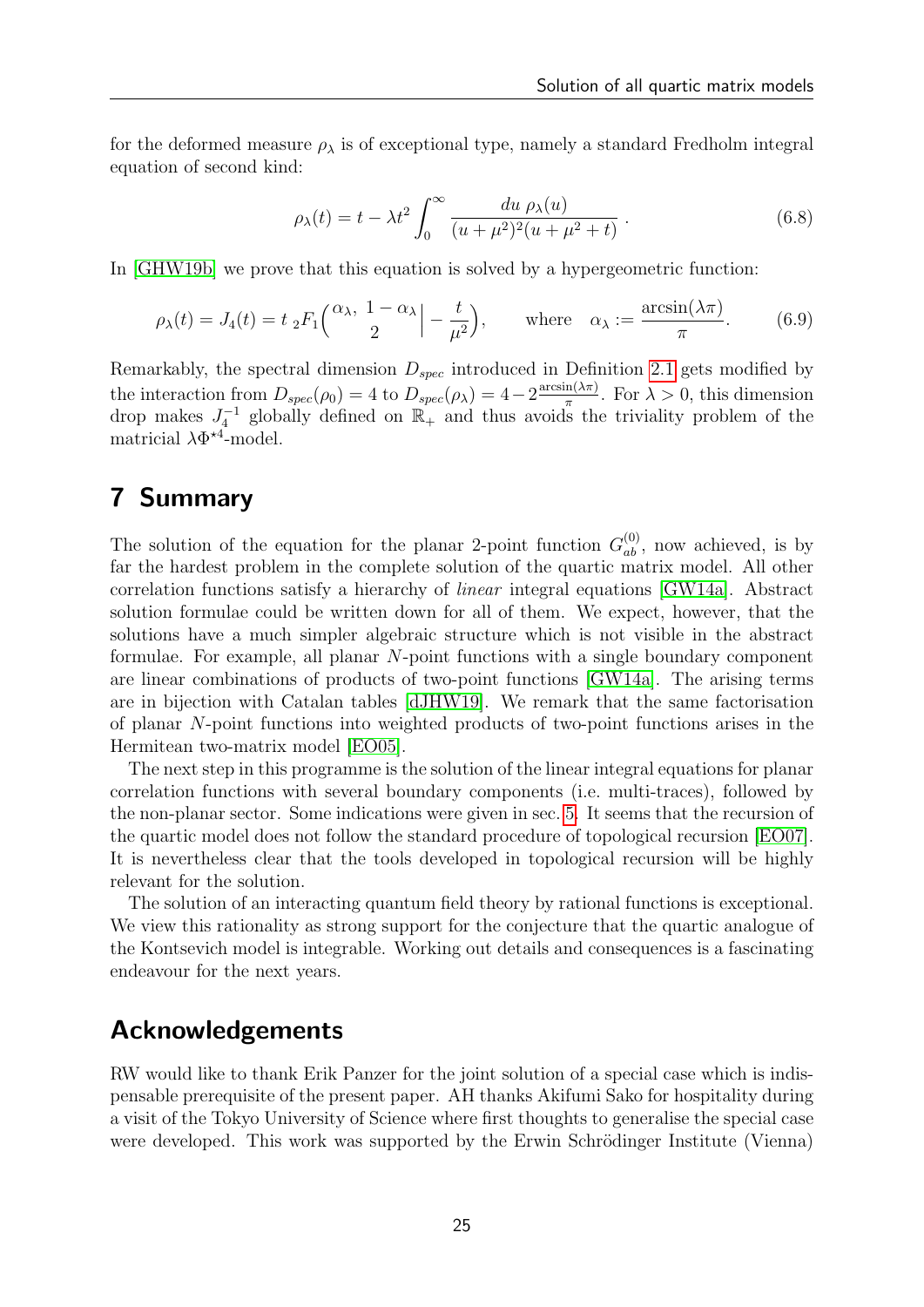for the deformed measure $\rho_\lambda$ is of exceptional type, namely a standard Fredholm integral equation of second kind:

$$\rho_\lambda(t) = t - \lambda t^2 \int_0^\infty \frac{du\; \rho_\lambda(u)}{(u+\mu^2)^2(u+\mu^2+t)}\;. \tag{6.8}$$

In [GHW19b] we prove that this equation is solved by a hypergeometric function:

$$\rho_\lambda(t) = J_4(t) = t\; {}_2F_1\Big(\begin{matrix}\alpha_\lambda,\; 1-\alpha_\lambda \\ 2\end{matrix}\Big| -\frac{t}{\mu^2}\Big), \qquad \text{where} \quad \alpha_\lambda := \frac{\arcsin(\lambda\pi)}{\pi}. \tag{6.9}$$

Remarkably, the spectral dimension $D_{spec}$ introduced in Definition 2.1 gets modified by the interaction from $D_{spec}(\rho_0) = 4$ to $D_{spec}(\rho_\lambda) = 4 - 2\frac{\arcsin(\lambda\pi)}{\pi}$. For $\lambda > 0$, this dimension drop makes $J_4^{-1}$ globally defined on $\mathbb{R}_+$ and thus avoids the triviality problem of the matricial $\lambda\Phi^{\star 4}$-model.

## 7 Summary

The solution of the equation for the planar 2-point function $G^{(0)}_{ab}$, now achieved, is by far the hardest problem in the complete solution of the quartic matrix model. All other correlation functions satisfy a hierarchy of *linear* integral equations [GW14a]. Abstract solution formulae could be written down for all of them. We expect, however, that the solutions have a much simpler algebraic structure which is not visible in the abstract formulae. For example, all planar $N$-point functions with a single boundary component are linear combinations of products of two-point functions [GW14a]. The arising terms are in bijection with Catalan tables [dJHW19]. We remark that the same factorisation of planar $N$-point functions into weighted products of two-point functions arises in the Hermitean two-matrix model [EO05].

The next step in this programme is the solution of the linear integral equations for planar correlation functions with several boundary components (i.e. multi-traces), followed by the non-planar sector. Some indications were given in sec. 5. It seems that the recursion of the quartic model does not follow the standard procedure of topological recursion [EO07]. It is nevertheless clear that the tools developed in topological recursion will be highly relevant for the solution.

The solution of an interacting quantum field theory by rational functions is exceptional. We view this rationality as strong support for the conjecture that the quartic analogue of the Kontsevich model is integrable. Working out details and consequences is a fascinating endeavour for the next years.

## Acknowledgements

RW would like to thank Erik Panzer for the joint solution of a special case which is indispensable prerequisite of the present paper. AH thanks Akifumi Sako for hospitality during a visit of the Tokyo University of Science where first thoughts to generalise the special case were developed. This work was supported by the Erwin Schrödinger Institute (Vienna)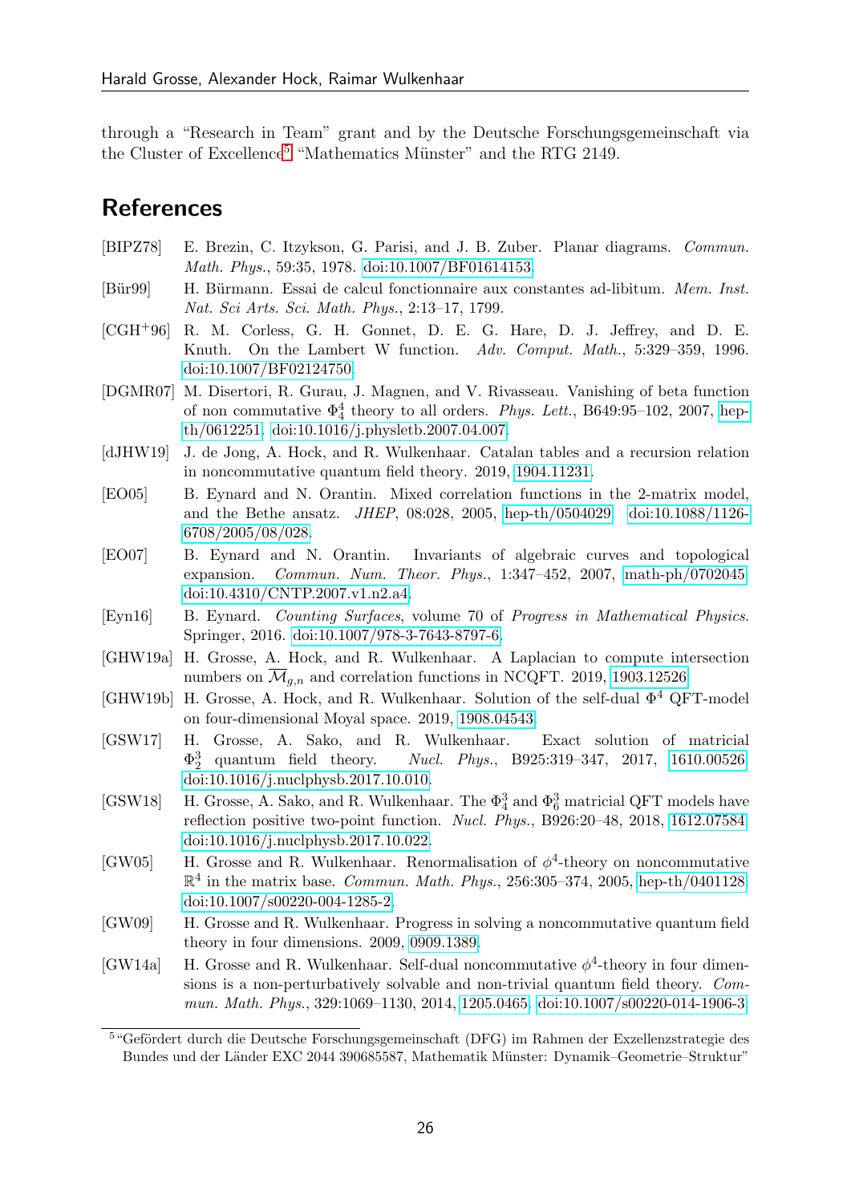through a "Research in Team" grant and by the Deutsche Forschungsgemeinschaft via the Cluster of Excellence[5] "Mathematics Münster" and the RTG 2149.

## References

[BIPZ78] E. Brezin, C. Itzykson, G. Parisi, and J. B. Zuber. Planar diagrams. *Commun. Math. Phys.*, 59:35, 1978. doi:10.1007/BF01614153.

[Bür99] H. Bürmann. Essai de calcul fonctionnaire aux constantes ad-libitum. *Mem. Inst. Nat. Sci Arts. Sci. Math. Phys.*, 2:13–17, 1799.

[CGH+96] R. M. Corless, G. H. Gonnet, D. E. G. Hare, D. J. Jeffrey, and D. E. Knuth. On the Lambert W function. *Adv. Comput. Math.*, 5:329–359, 1996. doi:10.1007/BF02124750.

[DGMR07] M. Disertori, R. Gurau, J. Magnen, and V. Rivasseau. Vanishing of beta function of non commutative $\Phi^4_4$ theory to all orders. *Phys. Lett.*, B649:95–102, 2007, hep-th/0612251. doi:10.1016/j.physletb.2007.04.007.

[dJHW19] J. de Jong, A. Hock, and R. Wulkenhaar. Catalan tables and a recursion relation in noncommutative quantum field theory. 2019, 1904.11231.

[EO05] B. Eynard and N. Orantin. Mixed correlation functions in the 2-matrix model, and the Bethe ansatz. *JHEP*, 08:028, 2005, hep-th/0504029. doi:10.1088/1126-6708/2005/08/028.

[EO07] B. Eynard and N. Orantin. Invariants of algebraic curves and topological expansion. *Commun. Num. Theor. Phys.*, 1:347–452, 2007, math-ph/0702045. doi:10.4310/CNTP.2007.v1.n2.a4.

[Eyn16] B. Eynard. *Counting Surfaces*, volume 70 of *Progress in Mathematical Physics*. Springer, 2016. doi:10.1007/978-3-7643-8797-6.

[GHW19a] H. Grosse, A. Hock, and R. Wulkenhaar. A Laplacian to compute intersection numbers on $\overline{\mathcal{M}}_{g,n}$ and correlation functions in NCQFT. 2019, 1903.12526.

[GHW19b] H. Grosse, A. Hock, and R. Wulkenhaar. Solution of the self-dual $\Phi^4$ QFT-model on four-dimensional Moyal space. 2019, 1908.04543.

[GSW17] H. Grosse, A. Sako, and R. Wulkenhaar. Exact solution of matricial $\Phi^3_2$ quantum field theory. *Nucl. Phys.*, B925:319–347, 2017, 1610.00526. doi:10.1016/j.nuclphysb.2017.10.010.

[GSW18] H. Grosse, A. Sako, and R. Wulkenhaar. The $\Phi^3_4$ and $\Phi^3_6$ matricial QFT models have reflection positive two-point function. *Nucl. Phys.*, B926:20–48, 2018, 1612.07584. doi:10.1016/j.nuclphysb.2017.10.022.

[GW05] H. Grosse and R. Wulkenhaar. Renormalisation of $\phi^4$-theory on noncommutative $\mathbb{R}^4$ in the matrix base. *Commun. Math. Phys.*, 256:305–374, 2005, hep-th/0401128. doi:10.1007/s00220-004-1285-2.

[GW09] H. Grosse and R. Wulkenhaar. Progress in solving a noncommutative quantum field theory in four dimensions. 2009, 0909.1389.

[GW14a] H. Grosse and R. Wulkenhaar. Self-dual noncommutative $\phi^4$-theory in four dimensions is a non-perturbatively solvable and non-trivial quantum field theory. *Commun. Math. Phys.*, 329:1069–1130, 2014, 1205.0465. doi:10.1007/s00220-014-1906-3.

[5] "Gefördert durch die Deutsche Forschungsgemeinschaft (DFG) im Rahmen der Exzellenzstrategie des Bundes und der Länder EXC 2044 390685587, Mathematik Münster: Dynamik–Geometrie–Struktur"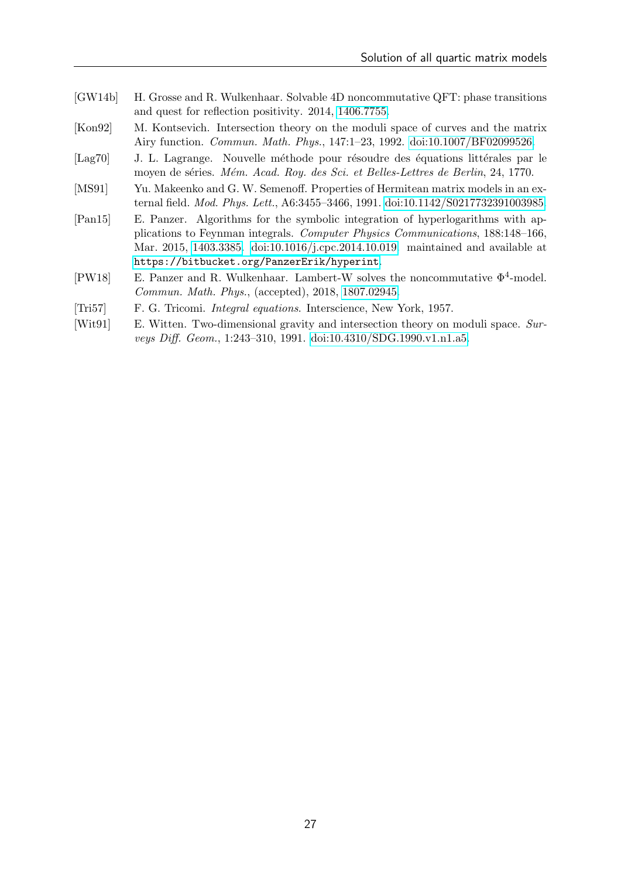[GW14b] H. Grosse and R. Wulkenhaar. Solvable 4D noncommutative QFT: phase transitions and quest for reflection positivity. 2014, 1406.7755.

[Kon92] M. Kontsevich. Intersection theory on the moduli space of curves and the matrix Airy function. *Commun. Math. Phys.*, 147:1–23, 1992. doi:10.1007/BF02099526.

[Lag70] J. L. Lagrange. Nouvelle méthode pour résoudre des équations littérales par le moyen de séries. *Mém. Acad. Roy. des Sci. et Belles-Lettres de Berlin*, 24, 1770.

[MS91] Yu. Makeenko and G. W. Semenoff. Properties of Hermitean matrix models in an external field. *Mod. Phys. Lett.*, A6:3455–3466, 1991. doi:10.1142/S0217732391003985.

[Pan15] E. Panzer. Algorithms for the symbolic integration of hyperlogarithms with applications to Feynman integrals. *Computer Physics Communications*, 188:148–166, Mar. 2015, 1403.3385. doi:10.1016/j.cpc.2014.10.019, maintained and available at `https://bitbucket.org/PanzerErik/hyperint`.

[PW18] E. Panzer and R. Wulkenhaar. Lambert-W solves the noncommutative $\Phi^4$-model. *Commun. Math. Phys.*, (accepted), 2018, 1807.02945.

[Tri57] F. G. Tricomi. *Integral equations.* Interscience, New York, 1957.

[Wit91] E. Witten. Two-dimensional gravity and intersection theory on moduli space. *Surveys Diff. Geom.*, 1:243–310, 1991. doi:10.4310/SDG.1990.v1.n1.a5.